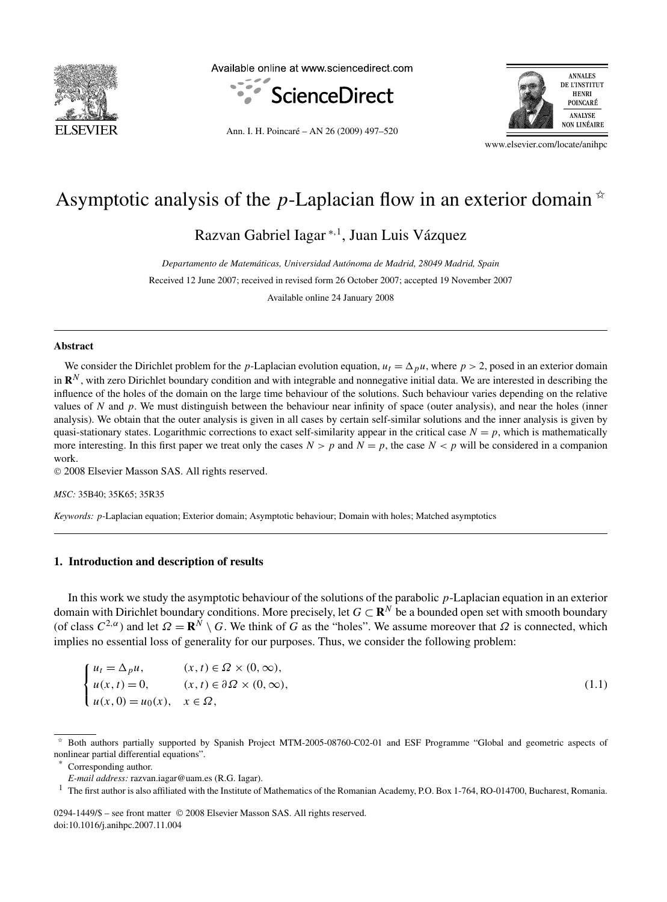# Asymptotic analysis of the $p$-Laplacian flow in an exterior domain ☆

Razvan Gabriel Iagar [*,1], Juan Luis Vázquez

*Departamento de Matemáticas, Universidad Autónoma de Madrid, 28049 Madrid, Spain*

Received 12 June 2007; received in revised form 26 October 2007; accepted 19 November 2007

Available online 24 January 2008

## Abstract

We consider the Dirichlet problem for the $p$-Laplacian evolution equation, $u_t = \Delta_p u$, where $p > 2$, posed in an exterior domain in $\mathbf{R}^N$, with zero Dirichlet boundary condition and with integrable and nonnegative initial data. We are interested in describing the influence of the holes of the domain on the large time behaviour of the solutions. Such behaviour varies depending on the relative values of $N$ and $p$. We must distinguish between the behaviour near infinity of space (outer analysis), and near the holes (inner analysis). We obtain that the outer analysis is given in all cases by certain self-similar solutions and the inner analysis is given by quasi-stationary states. Logarithmic corrections to exact self-similarity appear in the critical case $N = p$, which is mathematically more interesting. In this first paper we treat only the cases $N > p$ and $N = p$, the case $N < p$ will be considered in a companion work.

© 2008 Elsevier Masson SAS. All rights reserved.

*MSC:* 35B40; 35K65; 35R35

*Keywords:* $p$-Laplacian equation; Exterior domain; Asymptotic behaviour; Domain with holes; Matched asymptotics

## 1. Introduction and description of results

In this work we study the asymptotic behaviour of the solutions of the parabolic $p$-Laplacian equation in an exterior domain with Dirichlet boundary conditions. More precisely, let $G \subset \mathbf{R}^N$ be a bounded open set with smooth boundary (of class $C^{2,\alpha}$) and let $\Omega = \mathbf{R}^N \setminus G$. We think of $G$ as the "holes". We assume moreover that $\Omega$ is connected, which implies no essential loss of generality for our purposes. Thus, we consider the following problem:

$$
\begin{cases}
u_t = \Delta_p u, & (x,t) \in \Omega \times (0,\infty), \\
u(x,t) = 0, & (x,t) \in \partial\Omega \times (0,\infty), \\
u(x,0) = u_0(x), & x \in \Omega,
\end{cases}
\tag{1.1}
$$

☆ Both authors partially supported by Spanish Project MTM-2005-08760-C02-01 and ESF Programme "Global and geometric aspects of nonlinear partial differential equations".

\* Corresponding author.

*E-mail address:* razvan.iagar@uam.es (R.G. Iagar).

[1] The first author is also affiliated with the Institute of Mathematics of the Romanian Academy, P.O. Box 1-764, RO-014700, Bucharest, Romania.

0294-1449/$ – see front matter © 2008 Elsevier Masson SAS. All rights reserved.
doi:10.1016/j.anihpc.2007.11.004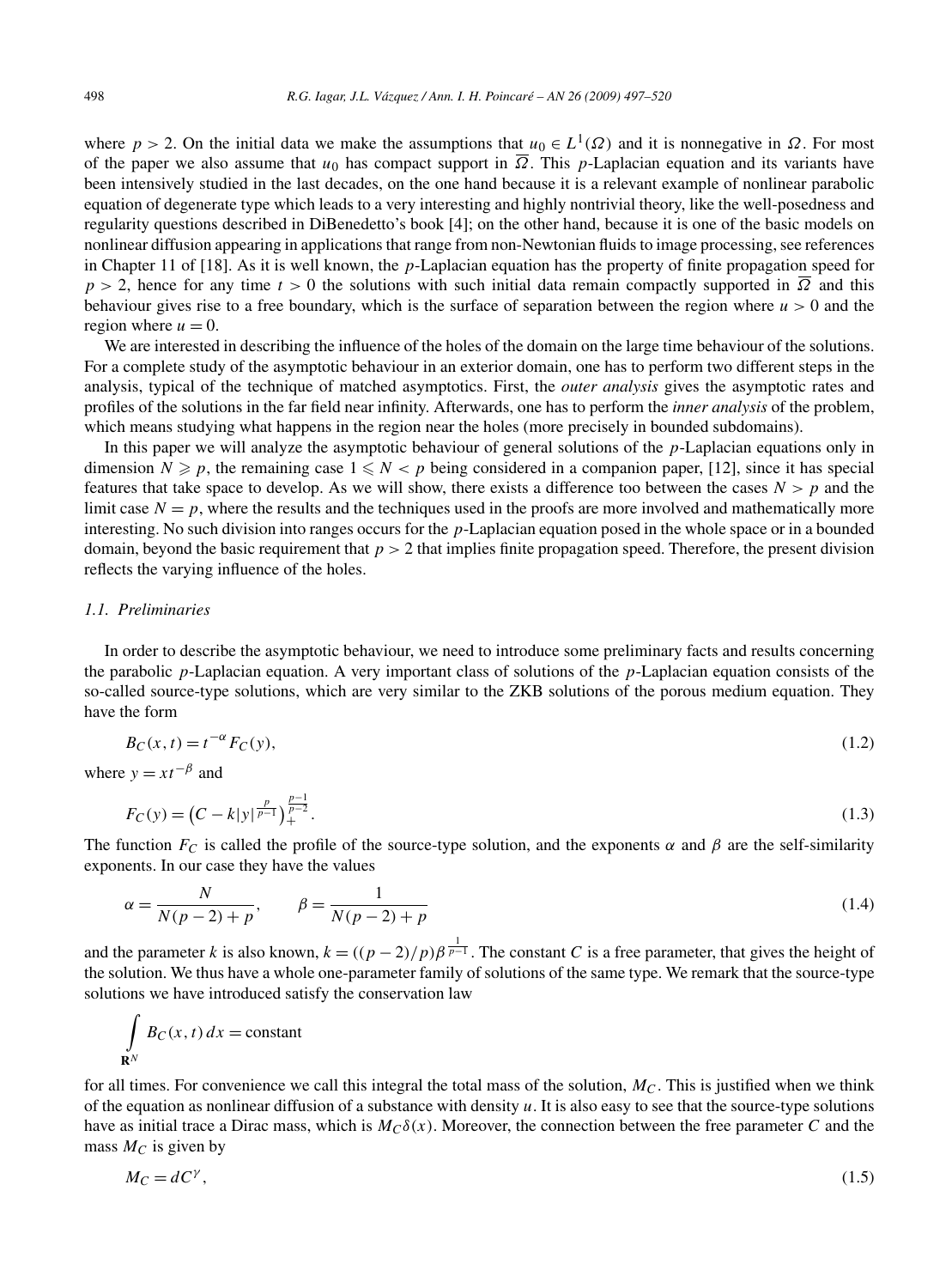where $p > 2$. On the initial data we make the assumptions that $u_0 \in L^1(\Omega)$ and it is nonnegative in $\Omega$. For most of the paper we also assume that $u_0$ has compact support in $\overline{\Omega}$. This $p$-Laplacian equation and its variants have been intensively studied in the last decades, on the one hand because it is a relevant example of nonlinear parabolic equation of degenerate type which leads to a very interesting and highly nontrivial theory, like the well-posedness and regularity questions described in DiBenedetto's book [4]; on the other hand, because it is one of the basic models on nonlinear diffusion appearing in applications that range from non-Newtonian fluids to image processing, see references in Chapter 11 of [18]. As it is well known, the $p$-Laplacian equation has the property of finite propagation speed for $p > 2$, hence for any time $t > 0$ the solutions with such initial data remain compactly supported in $\overline{\Omega}$ and this behaviour gives rise to a free boundary, which is the surface of separation between the region where $u > 0$ and the region where $u = 0$.

We are interested in describing the influence of the holes of the domain on the large time behaviour of the solutions. For a complete study of the asymptotic behaviour in an exterior domain, one has to perform two different steps in the analysis, typical of the technique of matched asymptotics. First, the *outer analysis* gives the asymptotic rates and profiles of the solutions in the far field near infinity. Afterwards, one has to perform the *inner analysis* of the problem, which means studying what happens in the region near the holes (more precisely in bounded subdomains).

In this paper we will analyze the asymptotic behaviour of general solutions of the $p$-Laplacian equations only in dimension $N \geqslant p$, the remaining case $1 \leqslant N < p$ being considered in a companion paper, [12], since it has special features that take space to develop. As we will show, there exists a difference too between the cases $N > p$ and the limit case $N = p$, where the results and the techniques used in the proofs are more involved and mathematically more interesting. No such division into ranges occurs for the $p$-Laplacian equation posed in the whole space or in a bounded domain, beyond the basic requirement that $p > 2$ that implies finite propagation speed. Therefore, the present division reflects the varying influence of the holes.

### 1.1. Preliminaries

In order to describe the asymptotic behaviour, we need to introduce some preliminary facts and results concerning the parabolic $p$-Laplacian equation. A very important class of solutions of the $p$-Laplacian equation consists of the so-called source-type solutions, which are very similar to the ZKB solutions of the porous medium equation. They have the form

$$B_C(x,t) = t^{-\alpha} F_C(y), \tag{1.2}$$

where $y = xt^{-\beta}$ and

$$F_C(y) = \left(C - k|y|^{\frac{p}{p-1}}\right)_+^{\frac{p-1}{p-2}}. \tag{1.3}$$

The function $F_C$ is called the profile of the source-type solution, and the exponents $\alpha$ and $\beta$ are the self-similarity exponents. In our case they have the values

$$\alpha = \frac{N}{N(p-2)+p}, \qquad \beta = \frac{1}{N(p-2)+p} \tag{1.4}$$

and the parameter $k$ is also known, $k = ((p-2)/p)\beta^{\frac{1}{p-1}}$. The constant $C$ is a free parameter, that gives the height of the solution. We thus have a whole one-parameter family of solutions of the same type. We remark that the source-type solutions we have introduced satisfy the conservation law

$$\int_{\mathbf{R}^N} B_C(x,t)\,dx = \text{constant}$$

for all times. For convenience we call this integral the total mass of the solution, $M_C$. This is justified when we think of the equation as nonlinear diffusion of a substance with density $u$. It is also easy to see that the source-type solutions have as initial trace a Dirac mass, which is $M_C\delta(x)$. Moreover, the connection between the free parameter $C$ and the mass $M_C$ is given by

$$M_C = dC^{\gamma}, \tag{1.5}$$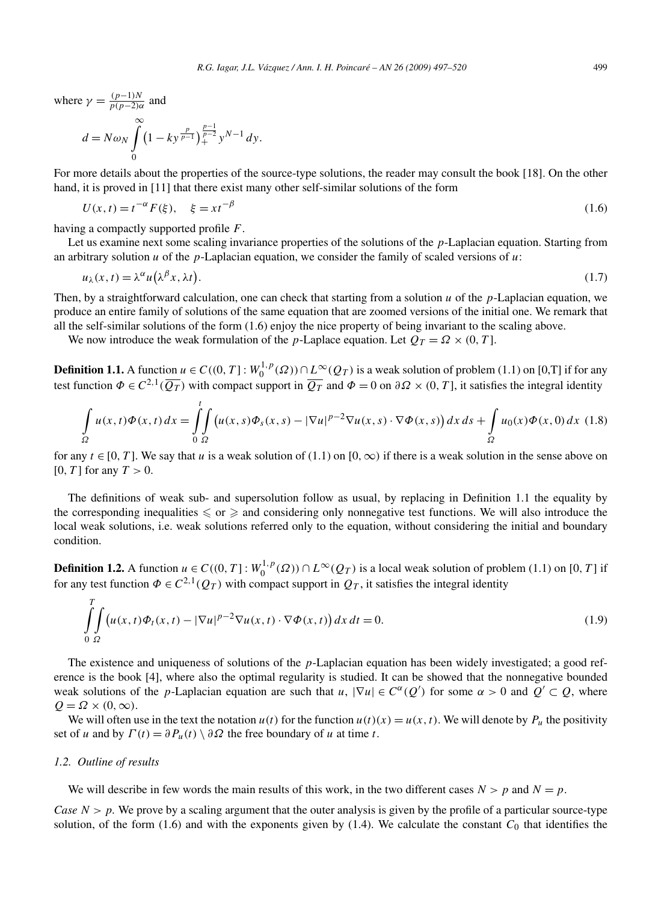where $\gamma = \frac{(p-1)N}{p(p-2)\alpha}$ and

$$d = N\omega_N \int_0^\infty \left(1 - ky^{\frac{p}{p-1}}\right)_+^{\frac{p-1}{p-2}} y^{N-1}\,dy.$$

For more details about the properties of the source-type solutions, the reader may consult the book [18]. On the other hand, it is proved in [11] that there exist many other self-similar solutions of the form

$$U(x,t) = t^{-\alpha}F(\xi), \quad \xi = xt^{-\beta} \tag{1.6}$$

having a compactly supported profile $F$.

Let us examine next some scaling invariance properties of the solutions of the $p$-Laplacian equation. Starting from an arbitrary solution $u$ of the $p$-Laplacian equation, we consider the family of scaled versions of $u$:

$$u_\lambda(x,t) = \lambda^\alpha u\left(\lambda^\beta x, \lambda t\right). \tag{1.7}$$

Then, by a straightforward calculation, one can check that starting from a solution $u$ of the $p$-Laplacian equation, we produce an entire family of solutions of the same equation that are zoomed versions of the initial one. We remark that all the self-similar solutions of the form (1.6) enjoy the nice property of being invariant to the scaling above.

We now introduce the weak formulation of the $p$-Laplace equation. Let $Q_T = \Omega \times (0,T]$.

**Definition 1.1.** A function $u \in C((0,T] : W_0^{1,p}(\Omega)) \cap L^\infty(Q_T)$ is a weak solution of problem (1.1) on [0,T] if for any test function $\Phi \in C^{2,1}(\overline{Q_T})$ with compact support in $\overline{Q_T}$ and $\Phi = 0$ on $\partial\Omega \times (0,T]$, it satisfies the integral identity

$$\int_\Omega u(x,t)\Phi(x,t)\,dx = \int_0^t\int_\Omega \left(u(x,s)\Phi_s(x,s) - |\nabla u|^{p-2}\nabla u(x,s)\cdot\nabla\Phi(x,s)\right)dx\,ds + \int_\Omega u_0(x)\Phi(x,0)\,dx \tag{1.8}$$

for any $t \in [0,T]$. We say that $u$ is a weak solution of (1.1) on $[0,\infty)$ if there is a weak solution in the sense above on $[0,T]$ for any $T > 0$.

The definitions of weak sub- and supersolution follow as usual, by replacing in Definition 1.1 the equality by the corresponding inequalities $\leqslant$ or $\geqslant$ and considering only nonnegative test functions. We will also introduce the local weak solutions, i.e. weak solutions referred only to the equation, without considering the initial and boundary condition.

**Definition 1.2.** A function $u \in C((0,T] : W_0^{1,p}(\Omega)) \cap L^\infty(Q_T)$ is a local weak solution of problem (1.1) on $[0,T]$ if for any test function $\Phi \in C^{2,1}(Q_T)$ with compact support in $Q_T$, it satisfies the integral identity

$$\int_0^T\int_\Omega \left(u(x,t)\Phi_t(x,t) - |\nabla u|^{p-2}\nabla u(x,t)\cdot\nabla\Phi(x,t)\right)dx\,dt = 0. \tag{1.9}$$

The existence and uniqueness of solutions of the $p$-Laplacian equation has been widely investigated; a good reference is the book [4], where also the optimal regularity is studied. It can be showed that the nonnegative bounded weak solutions of the $p$-Laplacian equation are such that $u$, $|\nabla u| \in C^\alpha(Q')$ for some $\alpha > 0$ and $Q' \subset Q$, where $Q = \Omega \times (0,\infty)$.

We will often use in the text the notation $u(t)$ for the function $u(t)(x) = u(x,t)$. We will denote by $P_u$ the positivity set of $u$ and by $\Gamma(t) = \partial P_u(t) \setminus \partial\Omega$ the free boundary of $u$ at time $t$.

### *1.2. Outline of results*

We will describe in few words the main results of this work, in the two different cases $N > p$ and $N = p$.

*Case $N > p$.* We prove by a scaling argument that the outer analysis is given by the profile of a particular source-type solution, of the form (1.6) and with the exponents given by (1.4). We calculate the constant $C_0$ that identifies the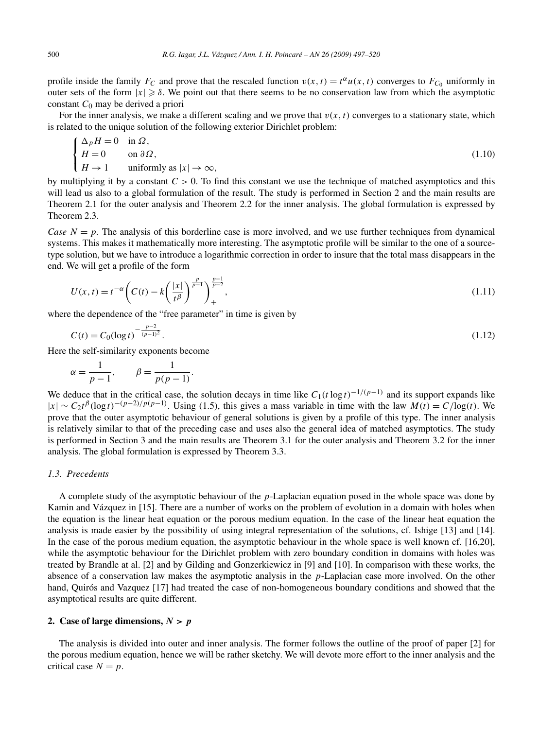profile inside the family $F_C$ and prove that the rescaled function $v(x,t) = t^{\alpha} u(x,t)$ converges to $F_{C_0}$ uniformly in outer sets of the form $|x| \geqslant \delta$. We point out that there seems to be no conservation law from which the asymptotic constant $C_0$ may be derived a priori

For the inner analysis, we make a different scaling and we prove that $v(x,t)$ converges to a stationary state, which is related to the unique solution of the following exterior Dirichlet problem:

$$\begin{cases} \Delta_p H = 0 & \text{in } \Omega, \\ H = 0 & \text{on } \partial\Omega, \\ H \to 1 & \text{uniformly as } |x| \to \infty, \end{cases} \tag{1.10}$$

by multiplying it by a constant $C > 0$. To find this constant we use the technique of matched asymptotics and this will lead us also to a global formulation of the result. The study is performed in Section 2 and the main results are Theorem 2.1 for the outer analysis and Theorem 2.2 for the inner analysis. The global formulation is expressed by Theorem 2.3.

*Case* $N = p$. The analysis of this borderline case is more involved, and we use further techniques from dynamical systems. This makes it mathematically more interesting. The asymptotic profile will be similar to the one of a source-type solution, but we have to introduce a logarithmic correction in order to insure that the total mass disappears in the end. We will get a profile of the form

$$U(x,t) = t^{-\alpha} \left( C(t) - k \left( \frac{|x|}{t^{\beta}} \right)^{\frac{p}{p-1}} \right)_+^{\frac{p-1}{p-2}}, \tag{1.11}$$

where the dependence of the "free parameter" in time is given by

$$C(t) = C_0 (\log t)^{-\frac{p-2}{(p-1)^2}}. \tag{1.12}$$

Here the self-similarity exponents become

$$\alpha = \frac{1}{p-1}, \qquad \beta = \frac{1}{p(p-1)}.$$

We deduce that in the critical case, the solution decays in time like $C_1 (t \log t)^{-1/(p-1)}$ and its support expands like $|x| \sim C_2 t^{\beta} (\log t)^{-(p-2)/p(p-1)}$. Using (1.5), this gives a mass variable in time with the law $M(t) = C/\log(t)$. We prove that the outer asymptotic behaviour of general solutions is given by a profile of this type. The inner analysis is relatively similar to that of the preceding case and uses also the general idea of matched asymptotics. The study is performed in Section 3 and the main results are Theorem 3.1 for the outer analysis and Theorem 3.2 for the inner analysis. The global formulation is expressed by Theorem 3.3.

### 1.3. Precedents

A complete study of the asymptotic behaviour of the $p$-Laplacian equation posed in the whole space was done by Kamin and Vázquez in [15]. There are a number of works on the problem of evolution in a domain with holes when the equation is the linear heat equation or the porous medium equation. In the case of the linear heat equation the analysis is made easier by the possibility of using integral representation of the solutions, cf. Ishige [13] and [14]. In the case of the porous medium equation, the asymptotic behaviour in the whole space is well known cf. [16,20], while the asymptotic behaviour for the Dirichlet problem with zero boundary condition in domains with holes was treated by Brandle at al. [2] and by Gilding and Gonzerkiewicz in [9] and [10]. In comparison with these works, the absence of a conservation law makes the asymptotic analysis in the $p$-Laplacian case more involved. On the other hand, Quirós and Vazquez [17] had treated the case of non-homogeneous boundary conditions and showed that the asymptotical results are quite different.

## 2. Case of large dimensions, $N > p$

The analysis is divided into outer and inner analysis. The former follows the outline of the proof of paper [2] for the porous medium equation, hence we will be rather sketchy. We will devote more effort to the inner analysis and the critical case $N = p$.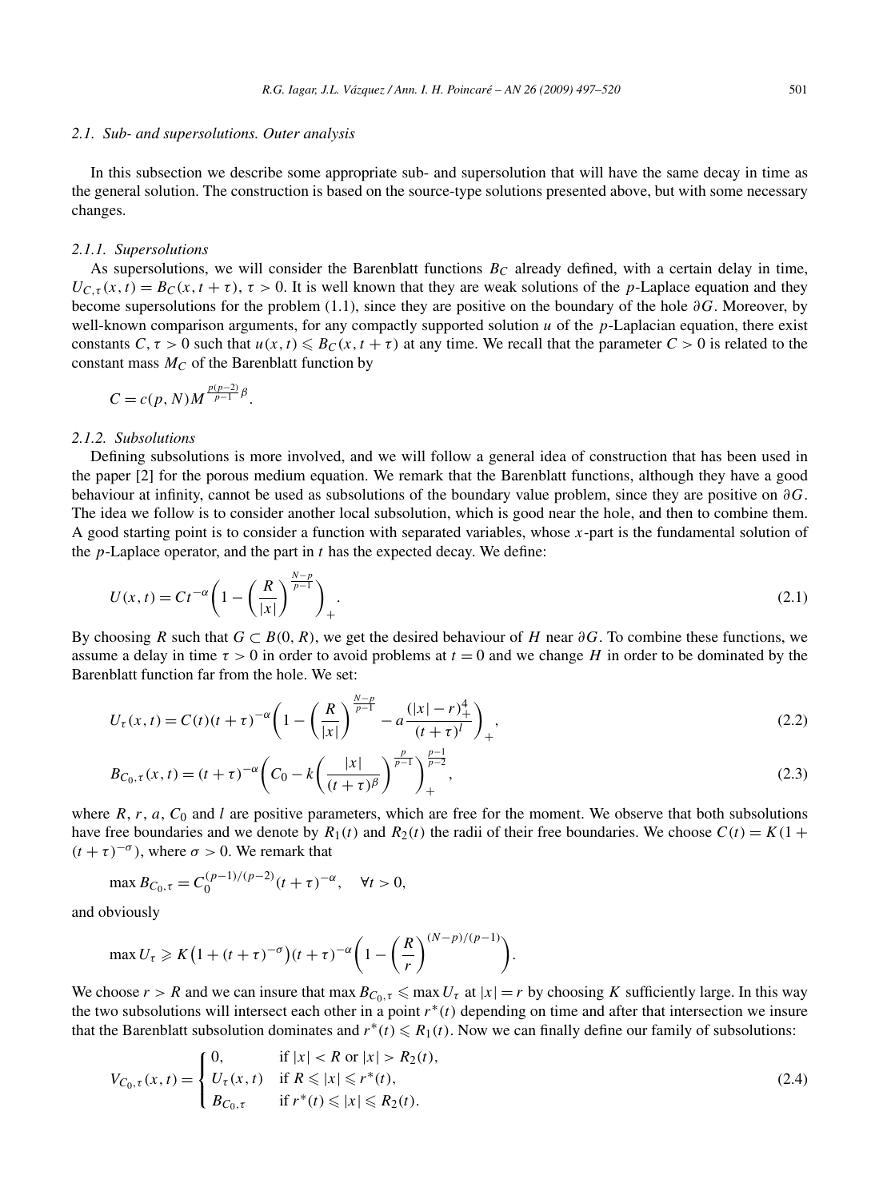### 2.1. Sub- and supersolutions. Outer analysis

In this subsection we describe some appropriate sub- and supersolution that will have the same decay in time as the general solution. The construction is based on the source-type solutions presented above, but with some necessary changes.

#### 2.1.1. Supersolutions

As supersolutions, we will consider the Barenblatt functions $B_C$ already defined, with a certain delay in time, $U_{C,\tau}(x,t) = B_C(x, t+\tau)$, $\tau > 0$. It is well known that they are weak solutions of the $p$-Laplace equation and they become supersolutions for the problem (1.1), since they are positive on the boundary of the hole $\partial G$. Moreover, by well-known comparison arguments, for any compactly supported solution $u$ of the $p$-Laplacian equation, there exist constants $C, \tau > 0$ such that $u(x,t) \leqslant B_C(x, t+\tau)$ at any time. We recall that the parameter $C > 0$ is related to the constant mass $M_C$ of the Barenblatt function by

$$C = c(p, N) M^{\frac{p(p-2)}{p-1}\beta}.$$

#### 2.1.2. Subsolutions

Defining subsolutions is more involved, and we will follow a general idea of construction that has been used in the paper [2] for the porous medium equation. We remark that the Barenblatt functions, although they have a good behaviour at infinity, cannot be used as subsolutions of the boundary value problem, since they are positive on $\partial G$. The idea we follow is to consider another local subsolution, which is good near the hole, and then to combine them. A good starting point is to consider a function with separated variables, whose $x$-part is the fundamental solution of the $p$-Laplace operator, and the part in $t$ has the expected decay. We define:

$$U(x,t) = Ct^{-\alpha}\left(1 - \left(\frac{R}{|x|}\right)^{\frac{N-p}{p-1}}\right)_+. \tag{2.1}$$

By choosing $R$ such that $G \subset B(0,R)$, we get the desired behaviour of $H$ near $\partial G$. To combine these functions, we assume a delay in time $\tau > 0$ in order to avoid problems at $t = 0$ and we change $H$ in order to be dominated by the Barenblatt function far from the hole. We set:

$$U_\tau(x,t) = C(t)(t+\tau)^{-\alpha}\left(1 - \left(\frac{R}{|x|}\right)^{\frac{N-p}{p-1}} - a\frac{(|x|-r)_+^4}{(t+\tau)^l}\right)_+, \tag{2.2}$$

$$B_{C_0,\tau}(x,t) = (t+\tau)^{-\alpha}\left(C_0 - k\left(\frac{|x|}{(t+\tau)^\beta}\right)^{\frac{p}{p-1}}\right)_+^{\frac{p-1}{p-2}}, \tag{2.3}$$

where $R$, $r$, $a$, $C_0$ and $l$ are positive parameters, which are free for the moment. We observe that both subsolutions have free boundaries and we denote by $R_1(t)$ and $R_2(t)$ the radii of their free boundaries. We choose $C(t) = K(1 + (t+\tau)^{-\sigma})$, where $\sigma > 0$. We remark that

$$\max B_{C_0,\tau} = C_0^{(p-1)/(p-2)}(t+\tau)^{-\alpha}, \quad \forall t > 0,$$

and obviously

$$\max U_\tau \geqslant K\big(1 + (t+\tau)^{-\sigma}\big)(t+\tau)^{-\alpha}\left(1 - \left(\frac{R}{r}\right)^{(N-p)/(p-1)}\right).$$

We choose $r > R$ and we can insure that $\max B_{C_0,\tau} \leqslant \max U_\tau$ at $|x| = r$ by choosing $K$ sufficiently large. In this way the two subsolutions will intersect each other in a point $r^*(t)$ depending on time and after that intersection we insure that the Barenblatt subsolution dominates and $r^*(t) \leqslant R_1(t)$. Now we can finally define our family of subsolutions:

$$V_{C_0,\tau}(x,t) = \begin{cases} 0, & \text{if } |x| < R \text{ or } |x| > R_2(t), \\ U_\tau(x,t) & \text{if } R \leqslant |x| \leqslant r^*(t), \\ B_{C_0,\tau} & \text{if } r^*(t) \leqslant |x| \leqslant R_2(t). \end{cases} \tag{2.4}$$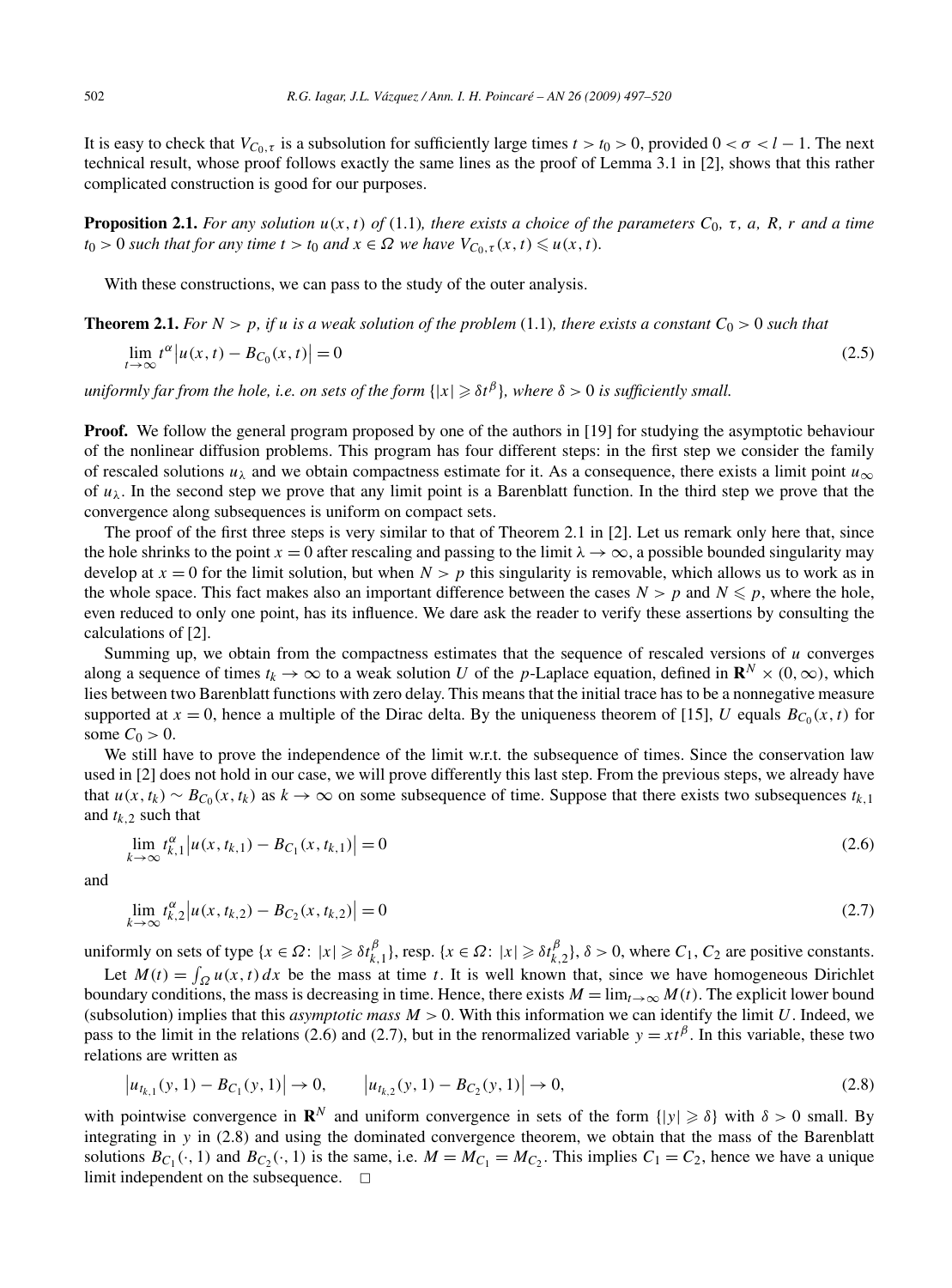It is easy to check that $V_{C_0,\tau}$ is a subsolution for sufficiently large times $t > t_0 > 0$, provided $0 < \sigma < l - 1$. The next technical result, whose proof follows exactly the same lines as the proof of Lemma 3.1 in [2], shows that this rather complicated construction is good for our purposes.

**Proposition 2.1.** *For any solution $u(x,t)$ of* (1.1)*, there exists a choice of the parameters $C_0$, $\tau$, $a$, $R$, $r$ and a time $t_0 > 0$ such that for any time $t > t_0$ and $x \in \Omega$ we have $V_{C_0,\tau}(x,t) \leqslant u(x,t)$.*

With these constructions, we can pass to the study of the outer analysis.

**Theorem 2.1.** *For $N > p$, if $u$ is a weak solution of the problem* (1.1)*, there exists a constant $C_0 > 0$ such that*

$$\lim_{t\to\infty} t^{\alpha}\left|u(x,t) - B_{C_0}(x,t)\right| = 0 \tag{2.5}$$

*uniformly far from the hole, i.e. on sets of the form $\{|x| \geqslant \delta t^{\beta}\}$, where $\delta > 0$ is sufficiently small.*

**Proof.** We follow the general program proposed by one of the authors in [19] for studying the asymptotic behaviour of the nonlinear diffusion problems. This program has four different steps: in the first step we consider the family of rescaled solutions $u_\lambda$ and we obtain compactness estimate for it. As a consequence, there exists a limit point $u_\infty$ of $u_\lambda$. In the second step we prove that any limit point is a Barenblatt function. In the third step we prove that the convergence along subsequences is uniform on compact sets.

The proof of the first three steps is very similar to that of Theorem 2.1 in [2]. Let us remark only here that, since the hole shrinks to the point $x = 0$ after rescaling and passing to the limit $\lambda \to \infty$, a possible bounded singularity may develop at $x = 0$ for the limit solution, but when $N > p$ this singularity is removable, which allows us to work as in the whole space. This fact makes also an important difference between the cases $N > p$ and $N \leqslant p$, where the hole, even reduced to only one point, has its influence. We dare ask the reader to verify these assertions by consulting the calculations of [2].

Summing up, we obtain from the compactness estimates that the sequence of rescaled versions of $u$ converges along a sequence of times $t_k \to \infty$ to a weak solution $U$ of the $p$-Laplace equation, defined in $\mathbf{R}^N \times (0,\infty)$, which lies between two Barenblatt functions with zero delay. This means that the initial trace has to be a nonnegative measure supported at $x = 0$, hence a multiple of the Dirac delta. By the uniqueness theorem of [15], $U$ equals $B_{C_0}(x,t)$ for some $C_0 > 0$.

We still have to prove the independence of the limit w.r.t. the subsequence of times. Since the conservation law used in [2] does not hold in our case, we will prove differently this last step. From the previous steps, we already have that $u(x,t_k) \sim B_{C_0}(x,t_k)$ as $k \to \infty$ on some subsequence of time. Suppose that there exists two subsequences $t_{k,1}$ and $t_{k,2}$ such that

$$\lim_{k\to\infty} t_{k,1}^{\alpha}\left|u(x,t_{k,1}) - B_{C_1}(x,t_{k,1})\right| = 0 \tag{2.6}$$

and

$$\lim_{k\to\infty} t_{k,2}^{\alpha}\left|u(x,t_{k,2}) - B_{C_2}(x,t_{k,2})\right| = 0 \tag{2.7}$$

uniformly on sets of type $\{x \in \Omega\colon |x| \geqslant \delta t_{k,1}^{\beta}\}$, resp. $\{x \in \Omega\colon |x| \geqslant \delta t_{k,2}^{\beta}\}$, $\delta > 0$, where $C_1$, $C_2$ are positive constants.

Let $M(t) = \int_\Omega u(x,t)\,dx$ be the mass at time $t$. It is well known that, since we have homogeneous Dirichlet boundary conditions, the mass is decreasing in time. Hence, there exists $M = \lim_{t\to\infty} M(t)$. The explicit lower bound (subsolution) implies that this *asymptotic mass* $M > 0$. With this information we can identify the limit $U$. Indeed, we pass to the limit in the relations (2.6) and (2.7), but in the renormalized variable $y = xt^{\beta}$. In this variable, these two relations are written as

$$\left|u_{t_{k,1}}(y,1) - B_{C_1}(y,1)\right| \to 0, \qquad \left|u_{t_{k,2}}(y,1) - B_{C_2}(y,1)\right| \to 0, \tag{2.8}$$

with pointwise convergence in $\mathbf{R}^N$ and uniform convergence in sets of the form $\{|y| \geqslant \delta\}$ with $\delta > 0$ small. By integrating in $y$ in (2.8) and using the dominated convergence theorem, we obtain that the mass of the Barenblatt solutions $B_{C_1}(\cdot,1)$ and $B_{C_2}(\cdot,1)$ is the same, i.e. $M = M_{C_1} = M_{C_2}$. This implies $C_1 = C_2$, hence we have a unique limit independent on the subsequence. $\square$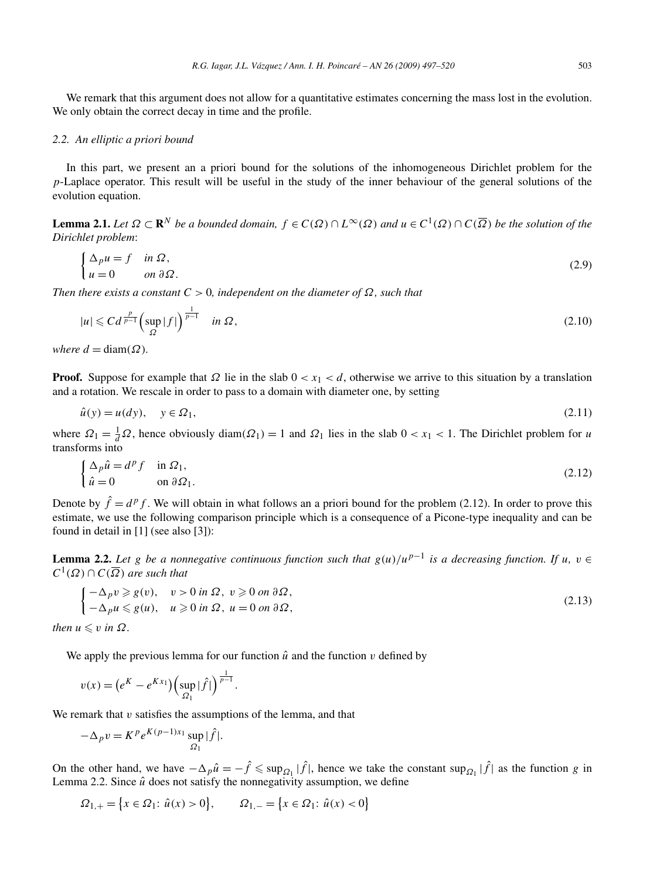We remark that this argument does not allow for a quantitative estimates concerning the mass lost in the evolution. We only obtain the correct decay in time and the profile.

### 2.2. An elliptic a priori bound

In this part, we present an a priori bound for the solutions of the inhomogeneous Dirichlet problem for the $p$-Laplace operator. This result will be useful in the study of the inner behaviour of the general solutions of the evolution equation.

**Lemma 2.1.** *Let $\Omega \subset \mathbf{R}^N$ be a bounded domain, $f \in C(\Omega) \cap L^\infty(\Omega)$ and $u \in C^1(\Omega) \cap C(\overline{\Omega})$ be the solution of the Dirichlet problem*:

$$\begin{cases} \Delta_p u = f & \text{in } \Omega, \\ u = 0 & \text{on } \partial\Omega. \end{cases} \tag{2.9}$$

*Then there exists a constant $C > 0$, independent on the diameter of $\Omega$, such that*

$$|u| \leqslant C d^{\frac{p}{p-1}} \Big(\sup_{\Omega} |f|\Big)^{\frac{1}{p-1}} \quad \text{in } \Omega, \tag{2.10}$$

*where $d = \operatorname{diam}(\Omega)$.*

**Proof.** Suppose for example that $\Omega$ lie in the slab $0 < x_1 < d$, otherwise we arrive to this situation by a translation and a rotation. We rescale in order to pass to a domain with diameter one, by setting

$$\hat{u}(y) = u(dy), \quad y \in \Omega_1, \tag{2.11}$$

where $\Omega_1 = \frac{1}{d}\Omega$, hence obviously $\operatorname{diam}(\Omega_1) = 1$ and $\Omega_1$ lies in the slab $0 < x_1 < 1$. The Dirichlet problem for $u$ transforms into

$$\begin{cases} \Delta_p \hat{u} = d^p f & \text{in } \Omega_1, \\ \hat{u} = 0 & \text{on } \partial\Omega_1. \end{cases} \tag{2.12}$$

Denote by $\hat{f} = d^p f$. We will obtain in what follows an a priori bound for the problem (2.12). In order to prove this estimate, we use the following comparison principle which is a consequence of a Picone-type inequality and can be found in detail in [1] (see also [3]):

**Lemma 2.2.** *Let $g$ be a nonnegative continuous function such that $g(u)/u^{p-1}$ is a decreasing function. If $u, v \in C^1(\Omega) \cap C(\overline{\Omega})$ are such that*

$$\begin{cases} -\Delta_p v \geqslant g(v), & v > 0 \text{ in } \Omega,\ v \geqslant 0 \text{ on } \partial\Omega, \\ -\Delta_p u \leqslant g(u), & u \geqslant 0 \text{ in } \Omega,\ u = 0 \text{ on } \partial\Omega, \end{cases} \tag{2.13}$$

*then $u \leqslant v$ in $\Omega$.*

We apply the previous lemma for our function $\hat{u}$ and the function $v$ defined by

$$v(x) = \big(e^K - e^{Kx_1}\big)\Big(\sup_{\Omega_1} |\hat{f}|\Big)^{\frac{1}{p-1}}.$$

We remark that $v$ satisfies the assumptions of the lemma, and that

$$-\Delta_p v = K^p e^{K(p-1)x_1} \sup_{\Omega_1} |\hat{f}|.$$

On the other hand, we have $-\Delta_p \hat{u} = -\hat{f} \leqslant \sup_{\Omega_1} |\hat{f}|$, hence we take the constant $\sup_{\Omega_1} |\hat{f}|$ as the function $g$ in Lemma 2.2. Since $\hat{u}$ does not satisfy the nonnegativity assumption, we define

$$\Omega_{1,+} = \big\{x \in \Omega_1 \colon \hat{u}(x) > 0\big\}, \qquad \Omega_{1,-} = \big\{x \in \Omega_1 \colon \hat{u}(x) < 0\big\}$$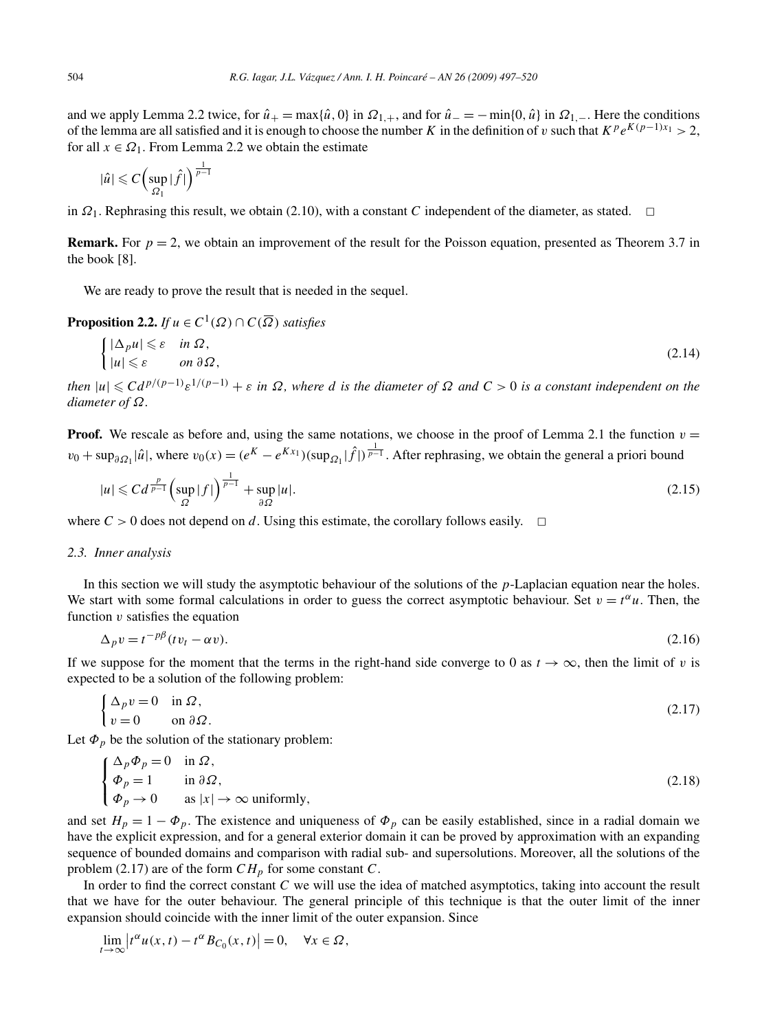and we apply Lemma 2.2 twice, for $\hat{u}_+ = \max\{\hat{u}, 0\}$ in $\Omega_{1,+}$, and for $\hat{u}_- = -\min\{0, \hat{u}\}$ in $\Omega_{1,-}$. Here the conditions of the lemma are all satisfied and it is enough to choose the number $K$ in the definition of $v$ such that $K^p e^{K(p-1)x_1} > 2$, for all $x \in \Omega_1$. From Lemma 2.2 we obtain the estimate

$$|\hat{u}| \leqslant C\Big(\sup_{\Omega_1} |\hat{f}|\Big)^{\frac{1}{p-1}}$$

in $\Omega_1$. Rephrasing this result, we obtain (2.10), with a constant $C$ independent of the diameter, as stated. $\square$

**Remark.** For $p = 2$, we obtain an improvement of the result for the Poisson equation, presented as Theorem 3.7 in the book [8].

We are ready to prove the result that is needed in the sequel.

**Proposition 2.2.** *If $u \in C^1(\Omega) \cap C(\overline{\Omega})$ satisfies*

$$\begin{cases} |\Delta_p u| \leqslant \varepsilon & \text{in } \Omega, \\ |u| \leqslant \varepsilon & \text{on } \partial\Omega, \end{cases} \tag{2.14}$$

*then $|u| \leqslant C d^{p/(p-1)} \varepsilon^{1/(p-1)} + \varepsilon$ in $\Omega$, where $d$ is the diameter of $\Omega$ and $C > 0$ is a constant independent on the diameter of $\Omega$.*

**Proof.** We rescale as before and, using the same notations, we choose in the proof of Lemma 2.1 the function $v = v_0 + \sup_{\partial\Omega_1} |\hat{u}|$, where $v_0(x) = (e^K - e^{Kx_1})(\sup_{\Omega_1} |\hat{f}|)^{\frac{1}{p-1}}$. After rephrasing, we obtain the general a priori bound

$$|u| \leqslant C d^{\frac{p}{p-1}} \Big(\sup_{\Omega} |f|\Big)^{\frac{1}{p-1}} + \sup_{\partial\Omega} |u|. \tag{2.15}$$

where $C > 0$ does not depend on $d$. Using this estimate, the corollary follows easily. $\square$

### 2.3. Inner analysis

In this section we will study the asymptotic behaviour of the solutions of the $p$-Laplacian equation near the holes. We start with some formal calculations in order to guess the correct asymptotic behaviour. Set $v = t^\alpha u$. Then, the function $v$ satisfies the equation

$$\Delta_p v = t^{-p\beta}(t v_t - \alpha v). \tag{2.16}$$

If we suppose for the moment that the terms in the right-hand side converge to 0 as $t \to \infty$, then the limit of $v$ is expected to be a solution of the following problem:

$$\begin{cases} \Delta_p v = 0 & \text{in } \Omega, \\ v = 0 & \text{on } \partial\Omega. \end{cases} \tag{2.17}$$

Let $\Phi_p$ be the solution of the stationary problem:

$$\begin{cases} \Delta_p \Phi_p = 0 & \text{in } \Omega, \\ \Phi_p = 1 & \text{in } \partial\Omega, \\ \Phi_p \to 0 & \text{as } |x| \to \infty \text{ uniformly}, \end{cases} \tag{2.18}$$

and set $H_p = 1 - \Phi_p$. The existence and uniqueness of $\Phi_p$ can be easily established, since in a radial domain we have the explicit expression, and for a general exterior domain it can be proved by approximation with an expanding sequence of bounded domains and comparison with radial sub- and supersolutions. Moreover, all the solutions of the problem (2.17) are of the form $CH_p$ for some constant $C$.

In order to find the correct constant $C$ we will use the idea of matched asymptotics, taking into account the result that we have for the outer behaviour. The general principle of this technique is that the outer limit of the inner expansion should coincide with the inner limit of the outer expansion. Since

$$\lim_{t\to\infty} \big|t^\alpha u(x,t) - t^\alpha B_{C_0}(x,t)\big| = 0, \quad \forall x \in \Omega,$$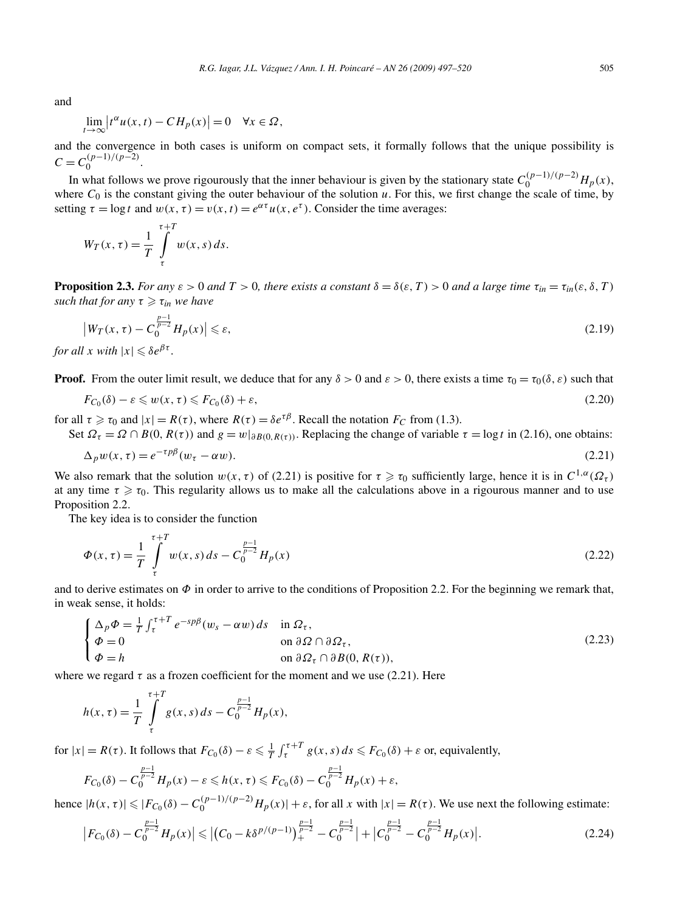and

$$\lim_{t\to\infty}\left|t^{\alpha}u(x,t)-CH_p(x)\right|=0 \quad \forall x\in\Omega,$$

and the convergence in both cases is uniform on compact sets, it formally follows that the unique possibility is $C=C_0^{(p-1)/(p-2)}$.

In what follows we prove rigourously that the inner behaviour is given by the stationary state $C_0^{(p-1)/(p-2)}H_p(x)$, where $C_0$ is the constant giving the outer behaviour of the solution $u$. For this, we first change the scale of time, by setting $\tau=\log t$ and $w(x,\tau)=v(x,t)=e^{\alpha\tau}u(x,e^{\tau})$. Consider the time averages:

$$W_T(x,\tau)=\frac{1}{T}\int_{\tau}^{\tau+T}w(x,s)\,ds.$$

**Proposition 2.3.** *For any $\varepsilon>0$ and $T>0$, there exists a constant $\delta=\delta(\varepsilon,T)>0$ and a large time $\tau_{in}=\tau_{in}(\varepsilon,\delta,T)$ such that for any $\tau\geqslant\tau_{in}$ we have*

$$\left|W_T(x,\tau)-C_0^{\frac{p-1}{p-2}}H_p(x)\right|\leqslant\varepsilon, \tag{2.19}$$

*for all $x$ with $|x|\leqslant\delta e^{\beta\tau}$.*

**Proof.** From the outer limit result, we deduce that for any $\delta>0$ and $\varepsilon>0$, there exists a time $\tau_0=\tau_0(\delta,\varepsilon)$ such that

$$F_{C_0}(\delta)-\varepsilon\leqslant w(x,\tau)\leqslant F_{C_0}(\delta)+\varepsilon, \tag{2.20}$$

for all $\tau\geqslant\tau_0$ and $|x|=R(\tau)$, where $R(\tau)=\delta e^{\tau\beta}$. Recall the notation $F_C$ from (1.3).

Set $\Omega_\tau=\Omega\cap B(0,R(\tau))$ and $g=w|_{\partial B(0,R(\tau))}$. Replacing the change of variable $\tau=\log t$ in (2.16), one obtains:

$$\Delta_p w(x,\tau)=e^{-\tau p\beta}(w_\tau-\alpha w). \tag{2.21}$$

We also remark that the solution $w(x,\tau)$ of (2.21) is positive for $\tau\geqslant\tau_0$ sufficiently large, hence it is in $C^{1,\alpha}(\Omega_\tau)$ at any time $\tau\geqslant\tau_0$. This regularity allows us to make all the calculations above in a rigourous manner and to use Proposition 2.2.

The key idea is to consider the function

$$\Phi(x,\tau)=\frac{1}{T}\int_{\tau}^{\tau+T}w(x,s)\,ds-C_0^{\frac{p-1}{p-2}}H_p(x) \tag{2.22}$$

and to derive estimates on $\Phi$ in order to arrive to the conditions of Proposition 2.2. For the beginning we remark that, in weak sense, it holds:

$$\begin{cases}\Delta_p\Phi=\frac{1}{T}\int_{\tau}^{\tau+T}e^{-sp\beta}(w_s-\alpha w)\,ds & \text{in } \Omega_\tau,\\ \Phi=0 & \text{on } \partial\Omega\cap\partial\Omega_\tau,\\ \Phi=h & \text{on } \partial\Omega_\tau\cap\partial B(0,R(\tau)),\end{cases} \tag{2.23}$$

where we regard $\tau$ as a frozen coefficient for the moment and we use (2.21). Here

$$h(x,\tau)=\frac{1}{T}\int_{\tau}^{\tau+T}g(x,s)\,ds-C_0^{\frac{p-1}{p-2}}H_p(x),$$

for $|x|=R(\tau)$. It follows that $F_{C_0}(\delta)-\varepsilon\leqslant\frac{1}{T}\int_{\tau}^{\tau+T}g(x,s)\,ds\leqslant F_{C_0}(\delta)+\varepsilon$ or, equivalently,

$$F_{C_0}(\delta)-C_0^{\frac{p-1}{p-2}}H_p(x)-\varepsilon\leqslant h(x,\tau)\leqslant F_{C_0}(\delta)-C_0^{\frac{p-1}{p-2}}H_p(x)+\varepsilon,$$

hence $|h(x,\tau)|\leqslant|F_{C_0}(\delta)-C_0^{(p-1)/(p-2)}H_p(x)|+\varepsilon$, for all $x$ with $|x|=R(\tau)$. We use next the following estimate:

$$\left|F_{C_0}(\delta)-C_0^{\frac{p-1}{p-2}}H_p(x)\right|\leqslant\left|\left(C_0-k\delta^{p/(p-1)}\right)_+^{\frac{p-1}{p-2}}-C_0^{\frac{p-1}{p-2}}\right|+\left|C_0^{\frac{p-1}{p-2}}-C_0^{\frac{p-1}{p-2}}H_p(x)\right|. \tag{2.24}$$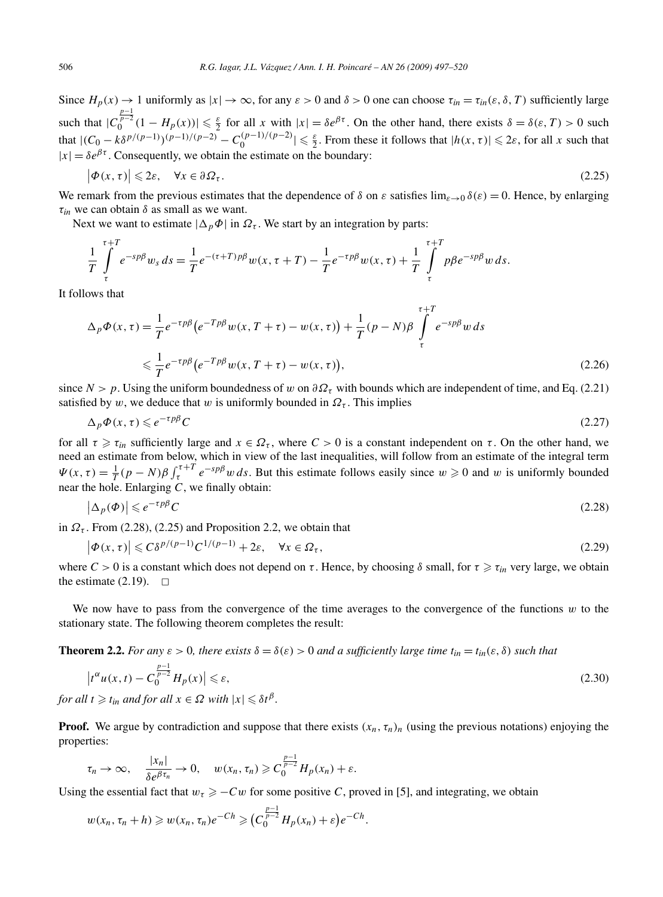Since $H_p(x) \to 1$ uniformly as $|x| \to \infty$, for any $\varepsilon > 0$ and $\delta > 0$ one can choose $\tau_{in} = \tau_{in}(\varepsilon, \delta, T)$ sufficiently large such that $|C_0^{\frac{p-1}{p-2}}(1 - H_p(x))| \leqslant \frac{\varepsilon}{2}$ for all $x$ with $|x| = \delta e^{\beta\tau}$. On the other hand, there exists $\delta = \delta(\varepsilon, T) > 0$ such that $|(C_0 - k\delta^{p/(p-1)})^{(p-1)/(p-2)} - C_0^{(p-1)/(p-2)}| \leqslant \frac{\varepsilon}{2}$. From these it follows that $|h(x,\tau)| \leqslant 2\varepsilon$, for all $x$ such that $|x| = \delta e^{\beta\tau}$. Consequently, we obtain the estimate on the boundary:

$$\left|\Phi(x,\tau)\right| \leqslant 2\varepsilon, \quad \forall x \in \partial\Omega_\tau. \tag{2.25}$$

We remark from the previous estimates that the dependence of $\delta$ on $\varepsilon$ satisfies $\lim_{\varepsilon\to 0}\delta(\varepsilon) = 0$. Hence, by enlarging $\tau_{in}$ we can obtain $\delta$ as small as we want.

Next we want to estimate $|\Delta_p\Phi|$ in $\Omega_\tau$. We start by an integration by parts:

$$\frac{1}{T}\int_\tau^{\tau+T} e^{-sp\beta} w_s\,ds = \frac{1}{T}e^{-(\tau+T)p\beta}w(x,\tau+T) - \frac{1}{T}e^{-\tau p\beta}w(x,\tau) + \frac{1}{T}\int_\tau^{\tau+T} p\beta e^{-sp\beta} w\,ds.$$

It follows that

$$\begin{aligned}
\Delta_p\Phi(x,\tau) &= \frac{1}{T}e^{-\tau p\beta}\big(e^{-Tp\beta}w(x,T+\tau) - w(x,\tau)\big) + \frac{1}{T}(p-N)\beta\int_\tau^{\tau+T} e^{-sp\beta}w\,ds \\
&\leqslant \frac{1}{T}e^{-\tau p\beta}\big(e^{-Tp\beta}w(x,T+\tau) - w(x,\tau)\big),
\end{aligned} \tag{2.26}$$

since $N > p$. Using the uniform boundedness of $w$ on $\partial\Omega_\tau$ with bounds which are independent of time, and Eq. (2.21) satisfied by $w$, we deduce that $w$ is uniformly bounded in $\Omega_\tau$. This implies

$$\Delta_p\Phi(x,\tau) \leqslant e^{-\tau p\beta}C \tag{2.27}$$

for all $\tau \geqslant \tau_{in}$ sufficiently large and $x \in \Omega_\tau$, where $C > 0$ is a constant independent on $\tau$. On the other hand, we need an estimate from below, which in view of the last inequalities, will follow from an estimate of the integral term $\Psi(x,\tau) = \frac{1}{T}(p-N)\beta\int_\tau^{\tau+T} e^{-sp\beta}w\,ds$. But this estimate follows easily since $w \geqslant 0$ and $w$ is uniformly bounded near the hole. Enlarging $C$, we finally obtain:

$$\left|\Delta_p(\Phi)\right| \leqslant e^{-\tau p\beta}C \tag{2.28}$$

in $\Omega_\tau$. From (2.28), (2.25) and Proposition 2.2, we obtain that

$$\left|\Phi(x,\tau)\right| \leqslant C\delta^{p/(p-1)}C^{1/(p-1)} + 2\varepsilon, \quad \forall x \in \Omega_\tau, \tag{2.29}$$

where $C > 0$ is a constant which does not depend on $\tau$. Hence, by choosing $\delta$ small, for $\tau \geqslant \tau_{in}$ very large, we obtain the estimate (2.19). $\square$

We now have to pass from the convergence of the time averages to the convergence of the functions $w$ to the stationary state. The following theorem completes the result:

**Theorem 2.2.** *For any $\varepsilon > 0$, there exists $\delta = \delta(\varepsilon) > 0$ and a sufficiently large time $t_{in} = t_{in}(\varepsilon,\delta)$ such that*

$$\left|t^\alpha u(x,t) - C_0^{\frac{p-1}{p-2}}H_p(x)\right| \leqslant \varepsilon, \tag{2.30}$$

*for all $t \geqslant t_{in}$ and for all $x \in \Omega$ with $|x| \leqslant \delta t^\beta$.*

**Proof.** We argue by contradiction and suppose that there exists $(x_n,\tau_n)_n$ (using the previous notations) enjoying the properties:

$$\tau_n \to \infty, \quad \frac{|x_n|}{\delta e^{\beta\tau_n}} \to 0, \quad w(x_n,\tau_n) \geqslant C_0^{\frac{p-1}{p-2}}H_p(x_n) + \varepsilon.$$

Using the essential fact that $w_\tau \geqslant -Cw$ for some positive $C$, proved in [5], and integrating, we obtain

$$w(x_n,\tau_n+h) \geqslant w(x_n,\tau_n)e^{-Ch} \geqslant \big(C_0^{\frac{p-1}{p-2}}H_p(x_n) + \varepsilon\big)e^{-Ch}.$$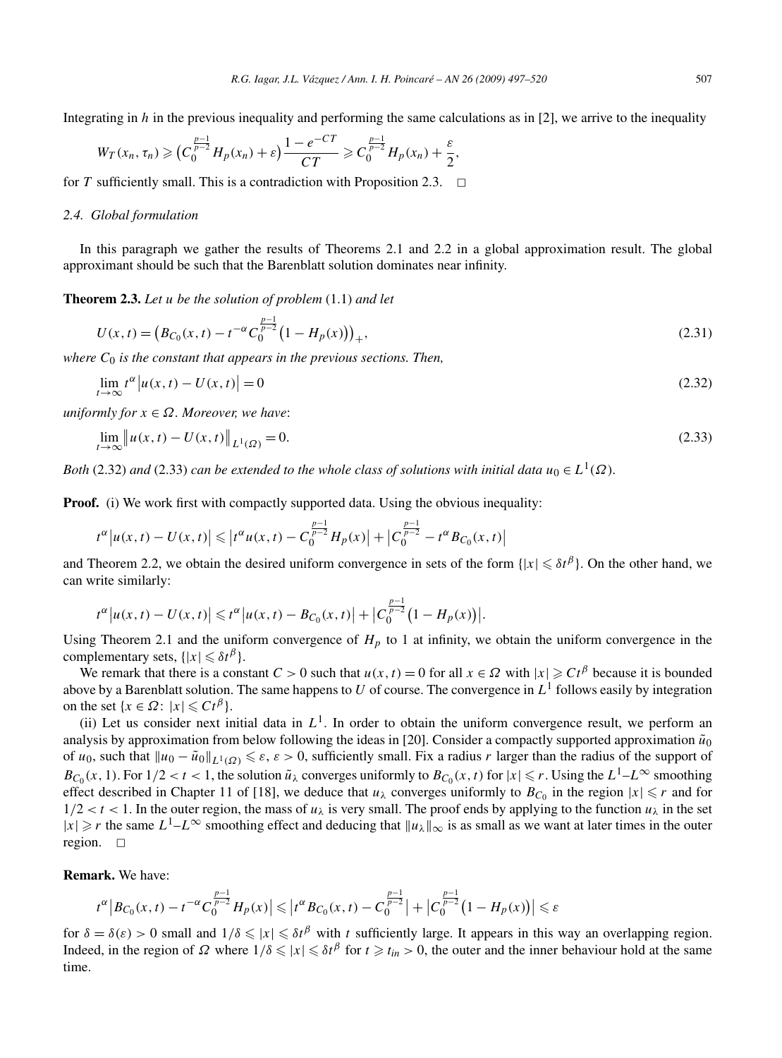Integrating in $h$ in the previous inequality and performing the same calculations as in [2], we arrive to the inequality

$$W_T(x_n,\tau_n) \geqslant \big(C_0^{\frac{p-1}{p-2}} H_p(x_n) + \varepsilon\big)\frac{1-e^{-CT}}{CT} \geqslant C_0^{\frac{p-1}{p-2}} H_p(x_n) + \frac{\varepsilon}{2},$$

for $T$ sufficiently small. This is a contradiction with Proposition 2.3. $\square$

### *2.4. Global formulation*

In this paragraph we gather the results of Theorems 2.1 and 2.2 in a global approximation result. The global approximant should be such that the Barenblatt solution dominates near infinity.

**Theorem 2.3.** *Let $u$ be the solution of problem* (1.1) *and let*

$$U(x,t) = \big(B_{C_0}(x,t) - t^{-\alpha} C_0^{\frac{p-1}{p-2}}\big(1 - H_p(x)\big)\big)_+, \tag{2.31}$$

*where $C_0$ is the constant that appears in the previous sections. Then,*

$$\lim_{t\to\infty} t^\alpha \big|u(x,t) - U(x,t)\big| = 0 \tag{2.32}$$

*uniformly for $x \in \Omega$. Moreover, we have*:

$$\lim_{t\to\infty} \big\|u(x,t) - U(x,t)\big\|_{L^1(\Omega)} = 0. \tag{2.33}$$

*Both* (2.32) *and* (2.33) *can be extended to the whole class of solutions with initial data $u_0 \in L^1(\Omega)$.*

**Proof.** (i) We work first with compactly supported data. Using the obvious inequality:

$$t^\alpha\big|u(x,t) - U(x,t)\big| \leqslant \big|t^\alpha u(x,t) - C_0^{\frac{p-1}{p-2}} H_p(x)\big| + \big|C_0^{\frac{p-1}{p-2}} - t^\alpha B_{C_0}(x,t)\big|$$

and Theorem 2.2, we obtain the desired uniform convergence in sets of the form $\{|x| \leqslant \delta t^\beta\}$. On the other hand, we can write similarly:

$$t^\alpha\big|u(x,t) - U(x,t)\big| \leqslant t^\alpha\big|u(x,t) - B_{C_0}(x,t)\big| + \big|C_0^{\frac{p-1}{p-2}}\big(1 - H_p(x)\big)\big|.$$

Using Theorem 2.1 and the uniform convergence of $H_p$ to 1 at infinity, we obtain the uniform convergence in the complementary sets, $\{|x| \leqslant \delta t^\beta\}$.

We remark that there is a constant $C > 0$ such that $u(x,t) = 0$ for all $x \in \Omega$ with $|x| \geqslant Ct^\beta$ because it is bounded above by a Barenblatt solution. The same happens to $U$ of course. The convergence in $L^1$ follows easily by integration on the set $\{x \in \Omega\colon\ |x| \leqslant Ct^\beta\}$.

(ii) Let us consider next initial data in $L^1$. In order to obtain the uniform convergence result, we perform an analysis by approximation from below following the ideas in [20]. Consider a compactly supported approximation $\tilde{u}_0$ of $u_0$, such that $\|u_0 - \tilde{u}_0\|_{L^1(\Omega)} \leqslant \varepsilon$, $\varepsilon > 0$, sufficiently small. Fix a radius $r$ larger than the radius of the support of $B_{C_0}(x,1)$. For $1/2 < t < 1$, the solution $\tilde{u}_\lambda$ converges uniformly to $B_{C_0}(x,t)$ for $|x| \leqslant r$. Using the $L^1$–$L^\infty$ smoothing effect described in Chapter 11 of [18], we deduce that $u_\lambda$ converges uniformly to $B_{C_0}$ in the region $|x| \leqslant r$ and for $1/2 < t < 1$. In the outer region, the mass of $u_\lambda$ is very small. The proof ends by applying to the function $u_\lambda$ in the set $|x| \geqslant r$ the same $L^1$–$L^\infty$ smoothing effect and deducing that $\|u_\lambda\|_\infty$ is as small as we want at later times in the outer region. $\square$

**Remark.** We have:

$$t^\alpha\big|B_{C_0}(x,t) - t^{-\alpha} C_0^{\frac{p-1}{p-2}} H_p(x)\big| \leqslant \big|t^\alpha B_{C_0}(x,t) - C_0^{\frac{p-1}{p-2}}\big| + \big|C_0^{\frac{p-1}{p-2}}\big(1 - H_p(x)\big)\big| \leqslant \varepsilon$$

for $\delta = \delta(\varepsilon) > 0$ small and $1/\delta \leqslant |x| \leqslant \delta t^\beta$ with $t$ sufficiently large. It appears in this way an overlapping region. Indeed, in the region of $\Omega$ where $1/\delta \leqslant |x| \leqslant \delta t^\beta$ for $t \geqslant t_{in} > 0$, the outer and the inner behaviour hold at the same time.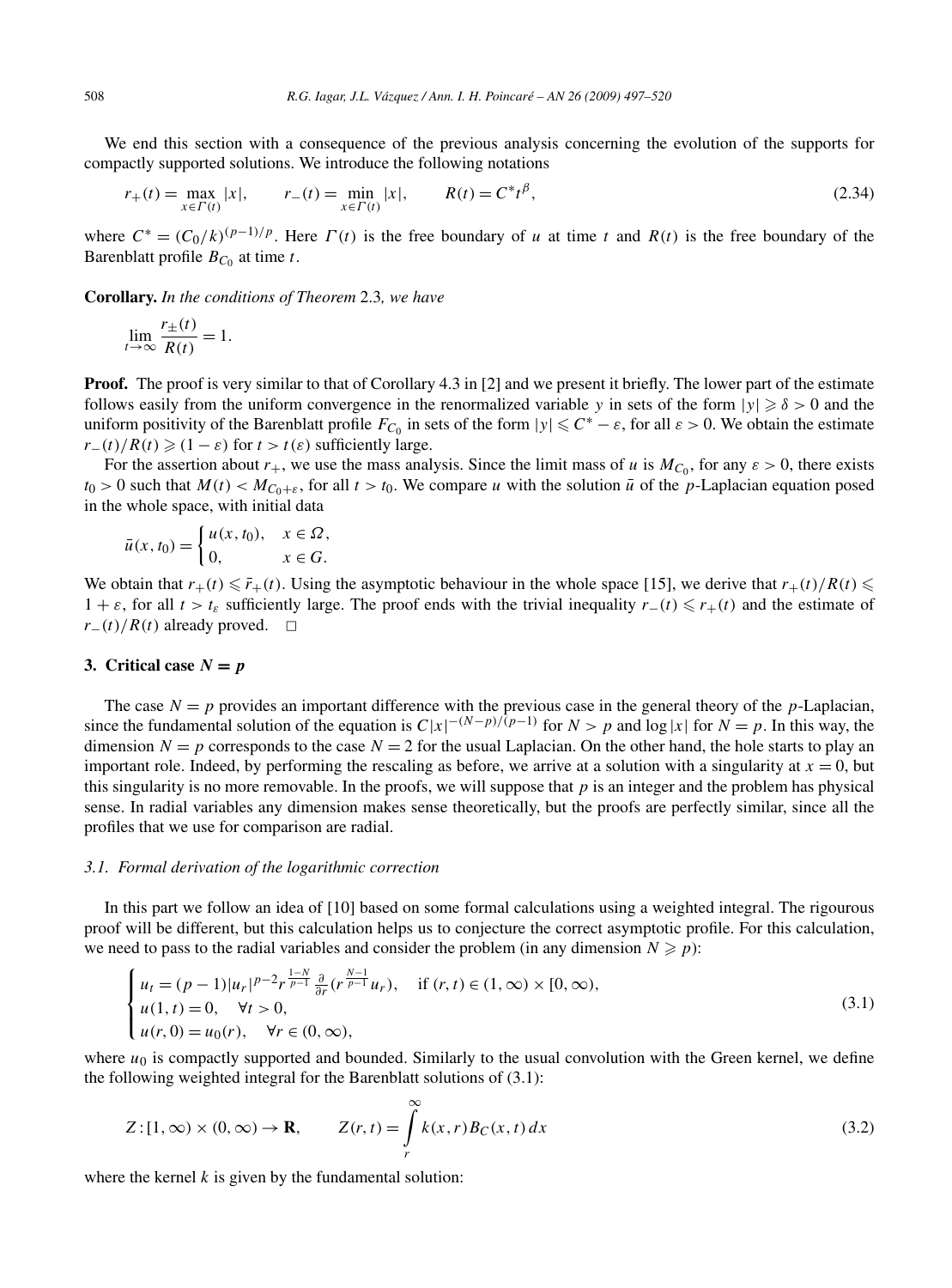We end this section with a consequence of the previous analysis concerning the evolution of the supports for compactly supported solutions. We introduce the following notations

$$r_+(t) = \max_{x \in \Gamma(t)} |x|, \qquad r_-(t) = \min_{x \in \Gamma(t)} |x|, \qquad R(t) = C^* t^{\beta}, \tag{2.34}$$

where $C^* = (C_0/k)^{(p-1)/p}$. Here $\Gamma(t)$ is the free boundary of $u$ at time $t$ and $R(t)$ is the free boundary of the Barenblatt profile $B_{C_0}$ at time $t$.

**Corollary.** *In the conditions of Theorem* 2.3*, we have*

$$\lim_{t \to \infty} \frac{r_{\pm}(t)}{R(t)} = 1.$$

**Proof.** The proof is very similar to that of Corollary 4.3 in [2] and we present it briefly. The lower part of the estimate follows easily from the uniform convergence in the renormalized variable $y$ in sets of the form $|y| \geqslant \delta > 0$ and the uniform positivity of the Barenblatt profile $F_{C_0}$ in sets of the form $|y| \leqslant C^* - \varepsilon$, for all $\varepsilon > 0$. We obtain the estimate $r_-(t)/R(t) \geqslant (1 - \varepsilon)$ for $t > t(\varepsilon)$ sufficiently large.

For the assertion about $r_+$, we use the mass analysis. Since the limit mass of $u$ is $M_{C_0}$, for any $\varepsilon > 0$, there exists $t_0 > 0$ such that $M(t) < M_{C_0+\varepsilon}$, for all $t > t_0$. We compare $u$ with the solution $\bar{u}$ of the $p$-Laplacian equation posed in the whole space, with initial data

$$\bar{u}(x, t_0) = \begin{cases} u(x, t_0), & x \in \Omega, \\ 0, & x \in G. \end{cases}$$

We obtain that $r_+(t) \leqslant \bar{r}_+(t)$. Using the asymptotic behaviour in the whole space [15], we derive that $r_+(t)/R(t) \leqslant 1 + \varepsilon$, for all $t > t_\varepsilon$ sufficiently large. The proof ends with the trivial inequality $r_-(t) \leqslant r_+(t)$ and the estimate of $r_-(t)/R(t)$ already proved. $\square$

## 3. Critical case $N = p$

The case $N = p$ provides an important difference with the previous case in the general theory of the $p$-Laplacian, since the fundamental solution of the equation is $C|x|^{-(N-p)/(p-1)}$ for $N > p$ and $\log|x|$ for $N = p$. In this way, the dimension $N = p$ corresponds to the case $N = 2$ for the usual Laplacian. On the other hand, the hole starts to play an important role. Indeed, by performing the rescaling as before, we arrive at a solution with a singularity at $x = 0$, but this singularity is no more removable. In the proofs, we will suppose that $p$ is an integer and the problem has physical sense. In radial variables any dimension makes sense theoretically, but the proofs are perfectly similar, since all the profiles that we use for comparison are radial.

### 3.1. Formal derivation of the logarithmic correction

In this part we follow an idea of [10] based on some formal calculations using a weighted integral. The rigourous proof will be different, but this calculation helps us to conjecture the correct asymptotic profile. For this calculation, we need to pass to the radial variables and consider the problem (in any dimension $N \geqslant p$):

$$\begin{cases} u_t = (p-1)|u_r|^{p-2} r^{\frac{1-N}{p-1}} \frac{\partial}{\partial r}\left(r^{\frac{N-1}{p-1}} u_r\right), & \text{if } (r, t) \in (1, \infty) \times [0, \infty), \\ u(1, t) = 0, \quad \forall t > 0, \\ u(r, 0) = u_0(r), \quad \forall r \in (0, \infty), \end{cases} \tag{3.1}$$

where $u_0$ is compactly supported and bounded. Similarly to the usual convolution with the Green kernel, we define the following weighted integral for the Barenblatt solutions of (3.1):

$$Z : [1, \infty) \times (0, \infty) \to \mathbf{R}, \qquad Z(r, t) = \int_r^{\infty} k(x, r) B_C(x, t)\, dx \tag{3.2}$$

where the kernel $k$ is given by the fundamental solution: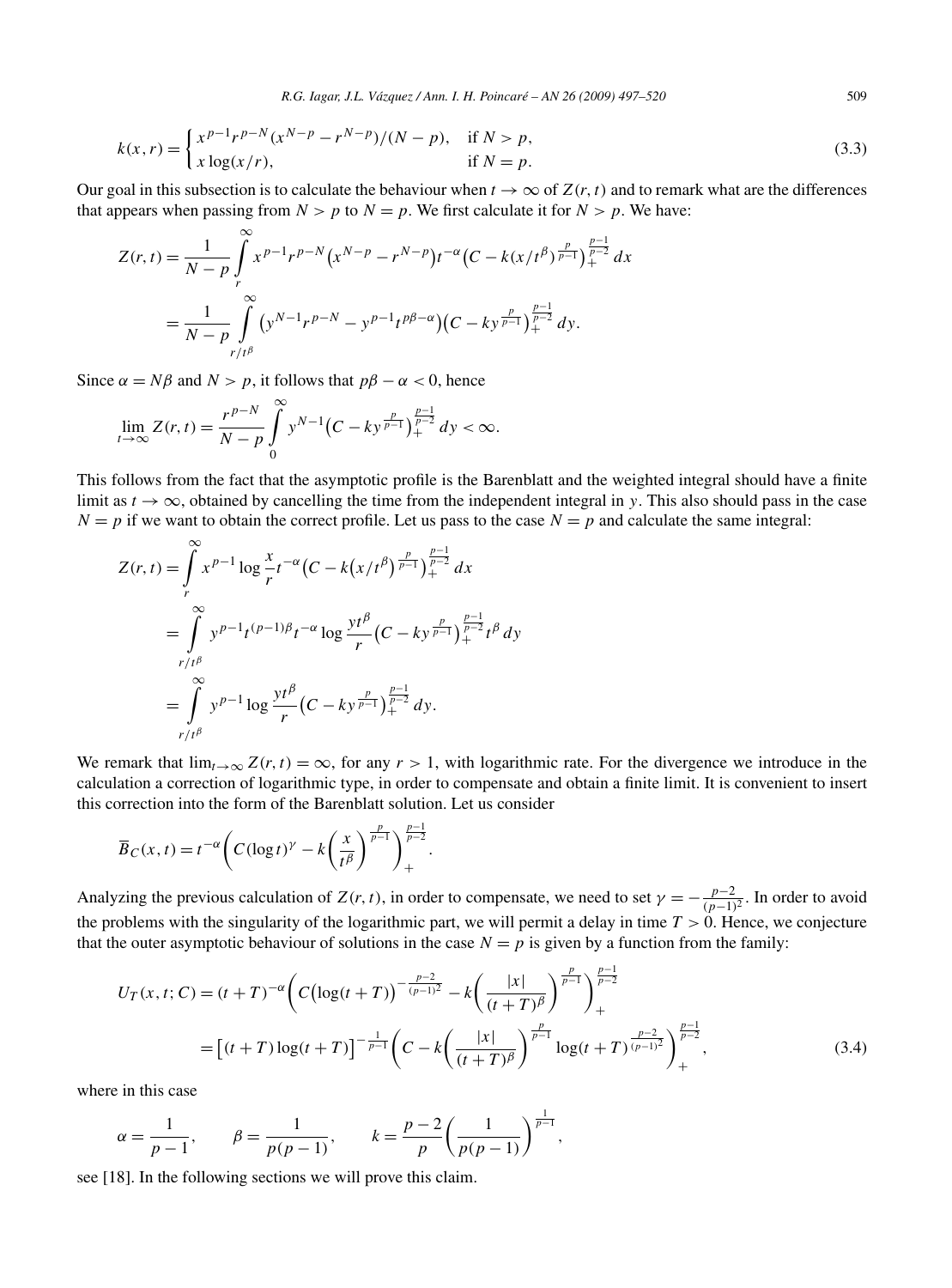$$
k(x,r) = \begin{cases} x^{p-1} r^{p-N} (x^{N-p} - r^{N-p})/(N-p), & \text{if } N > p, \\ x \log(x/r), & \text{if } N = p. \end{cases} \tag{3.3}
$$

Our goal in this subsection is to calculate the behaviour when $t \to \infty$ of $Z(r,t)$ and to remark what are the differences that appears when passing from $N > p$ to $N = p$. We first calculate it for $N > p$. We have:

$$
\begin{aligned}
Z(r,t) &= \frac{1}{N-p} \int_r^\infty x^{p-1} r^{p-N} \big(x^{N-p} - r^{N-p}\big) t^{-\alpha} \big(C - k(x/t^\beta)^{\frac{p}{p-1}}\big)_+^{\frac{p-1}{p-2}} \, dx \\
&= \frac{1}{N-p} \int_{r/t^\beta}^\infty \big(y^{N-1} r^{p-N} - y^{p-1} t^{p\beta - \alpha}\big) \big(C - k y^{\frac{p}{p-1}}\big)_+^{\frac{p-1}{p-2}} \, dy.
\end{aligned}
$$

Since $\alpha = N\beta$ and $N > p$, it follows that $p\beta - \alpha < 0$, hence

$$
\lim_{t \to \infty} Z(r,t) = \frac{r^{p-N}}{N-p} \int_0^\infty y^{N-1} \big(C - k y^{\frac{p}{p-1}}\big)_+^{\frac{p-1}{p-2}} \, dy < \infty.
$$

This follows from the fact that the asymptotic profile is the Barenblatt and the weighted integral should have a finite limit as $t \to \infty$, obtained by cancelling the time from the independent integral in $y$. This also should pass in the case $N = p$ if we want to obtain the correct profile. Let us pass to the case $N = p$ and calculate the same integral:

$$
\begin{aligned}
Z(r,t) &= \int_r^\infty x^{p-1} \log \frac{x}{r} t^{-\alpha} \big(C - k\big(x/t^\beta\big)^{\frac{p}{p-1}}\big)_+^{\frac{p-1}{p-2}} \, dx \\
&= \int_{r/t^\beta}^\infty y^{p-1} t^{(p-1)\beta} t^{-\alpha} \log \frac{y t^\beta}{r} \big(C - k y^{\frac{p}{p-1}}\big)_+^{\frac{p-1}{p-2}} t^\beta \, dy \\
&= \int_{r/t^\beta}^\infty y^{p-1} \log \frac{y t^\beta}{r} \big(C - k y^{\frac{p}{p-1}}\big)_+^{\frac{p-1}{p-2}} \, dy.
\end{aligned}
$$

We remark that $\lim_{t \to \infty} Z(r,t) = \infty$, for any $r > 1$, with logarithmic rate. For the divergence we introduce in the calculation a correction of logarithmic type, in order to compensate and obtain a finite limit. It is convenient to insert this correction into the form of the Barenblatt solution. Let us consider

$$
\overline{B}_C(x,t) = t^{-\alpha} \left( C (\log t)^\gamma - k \left( \frac{x}{t^\beta} \right)^{\frac{p}{p-1}} \right)_+^{\frac{p-1}{p-2}}.
$$

Analyzing the previous calculation of $Z(r,t)$, in order to compensate, we need to set $\gamma = -\frac{p-2}{(p-1)^2}$. In order to avoid the problems with the singularity of the logarithmic part, we will permit a delay in time $T > 0$. Hence, we conjecture that the outer asymptotic behaviour of solutions in the case $N = p$ is given by a function from the family:

$$
\begin{aligned}
U_T(x,t;C) &= (t+T)^{-\alpha} \left( C \big(\log(t+T)\big)^{-\frac{p-2}{(p-1)^2}} - k \left( \frac{|x|}{(t+T)^\beta} \right)^{\frac{p}{p-1}} \right)_+^{\frac{p-1}{p-2}} \\
&= \big[(t+T) \log(t+T)\big]^{-\frac{1}{p-1}} \left( C - k \left( \frac{|x|}{(t+T)^\beta} \right)^{\frac{p}{p-1}} \log(t+T)^{\frac{p-2}{(p-1)^2}} \right)_+^{\frac{p-1}{p-2}},
\end{aligned} \tag{3.4}
$$

where in this case

$$
\alpha = \frac{1}{p-1}, \qquad \beta = \frac{1}{p(p-1)}, \qquad k = \frac{p-2}{p} \left( \frac{1}{p(p-1)} \right)^{\frac{1}{p-1}},
$$

see [18]. In the following sections we will prove this claim.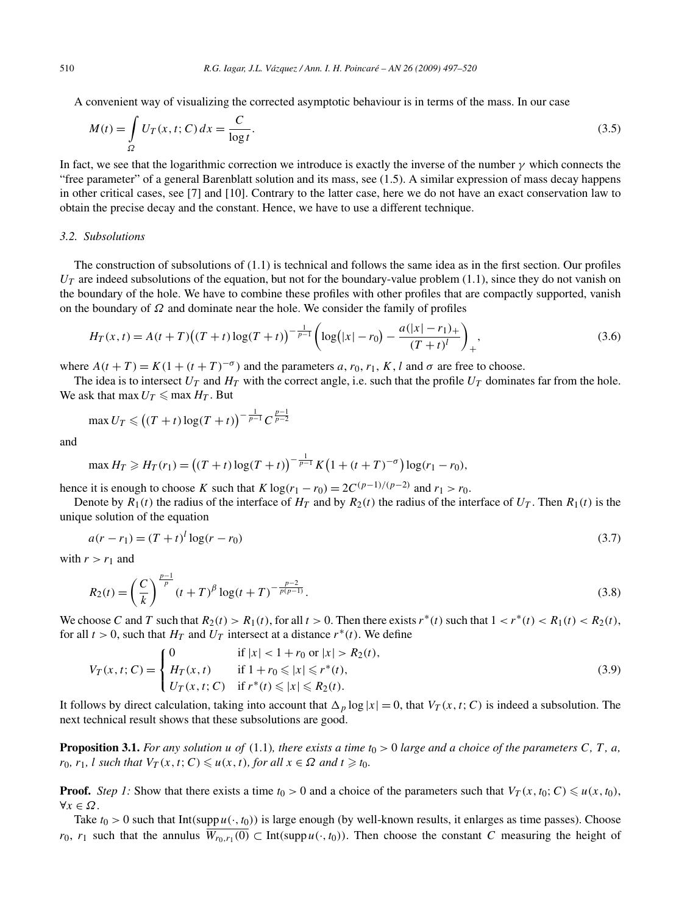A convenient way of visualizing the corrected asymptotic behaviour is in terms of the mass. In our case

$$M(t) = \int_{\Omega} U_T(x,t;C)\,dx = \frac{C}{\log t}. \tag{3.5}$$

In fact, we see that the logarithmic correction we introduce is exactly the inverse of the number $\gamma$ which connects the "free parameter" of a general Barenblatt solution and its mass, see (1.5). A similar expression of mass decay happens in other critical cases, see [7] and [10]. Contrary to the latter case, here we do not have an exact conservation law to obtain the precise decay and the constant. Hence, we have to use a different technique.

### 3.2. Subsolutions

The construction of subsolutions of (1.1) is technical and follows the same idea as in the first section. Our profiles $U_T$ are indeed subsolutions of the equation, but not for the boundary-value problem (1.1), since they do not vanish on the boundary of the hole. We have to combine these profiles with other profiles that are compactly supported, vanish on the boundary of $\Omega$ and dominate near the hole. We consider the family of profiles

$$H_T(x,t) = A(t+T)\big((T+t)\log(T+t)\big)^{-\frac{1}{p-1}}\left(\log\big(|x|-r_0\big) - \frac{a(|x|-r_1)_+}{(T+t)^l}\right)_+, \tag{3.6}$$

where $A(t+T) = K(1+(t+T)^{-\sigma})$ and the parameters $a$, $r_0$, $r_1$, $K$, $l$ and $\sigma$ are free to choose.

The idea is to intersect $U_T$ and $H_T$ with the correct angle, i.e. such that the profile $U_T$ dominates far from the hole. We ask that $\max U_T \leqslant \max H_T$. But

$$\max U_T \leqslant \big((T+t)\log(T+t)\big)^{-\frac{1}{p-1}} C^{\frac{p-1}{p-2}}$$

and

$$\max H_T \geqslant H_T(r_1) = \big((T+t)\log(T+t)\big)^{-\frac{1}{p-1}} K\big(1+(t+T)^{-\sigma}\big)\log(r_1-r_0),$$

hence it is enough to choose $K$ such that $K\log(r_1-r_0) = 2C^{(p-1)/(p-2)}$ and $r_1 > r_0$.

Denote by $R_1(t)$ the radius of the interface of $H_T$ and by $R_2(t)$ the radius of the interface of $U_T$. Then $R_1(t)$ is the unique solution of the equation

$$a(r-r_1) = (T+t)^l \log(r-r_0) \tag{3.7}$$

with $r > r_1$ and

$$R_2(t) = \left(\frac{C}{k}\right)^{\frac{p-1}{p}} (t+T)^{\beta} \log(t+T)^{-\frac{p-2}{p(p-1)}}. \tag{3.8}$$

We choose $C$ and $T$ such that $R_2(t) > R_1(t)$, for all $t > 0$. Then there exists $r^*(t)$ such that $1 < r^*(t) < R_1(t) < R_2(t)$, for all $t > 0$, such that $H_T$ and $U_T$ intersect at a distance $r^*(t)$. We define

$$V_T(x,t;C) = \begin{cases} 0 & \text{if } |x| < 1+r_0 \text{ or } |x| > R_2(t), \\ H_T(x,t) & \text{if } 1+r_0 \leqslant |x| \leqslant r^*(t), \\ U_T(x,t;C) & \text{if } r^*(t) \leqslant |x| \leqslant R_2(t). \end{cases} \tag{3.9}$$

It follows by direct calculation, taking into account that $\Delta_p \log|x| = 0$, that $V_T(x,t;C)$ is indeed a subsolution. The next technical result shows that these subsolutions are good.

**Proposition 3.1.** *For any solution $u$ of* (1.1)*, there exists a time $t_0 > 0$ large and a choice of the parameters $C$, $T$, $a$, $r_0$, $r_1$, $l$ such that $V_T(x,t;C) \leqslant u(x,t)$, for all $x \in \Omega$ and $t \geqslant t_0$.*

**Proof.** *Step 1:* Show that there exists a time $t_0 > 0$ and a choice of the parameters such that $V_T(x,t_0;C) \leqslant u(x,t_0)$, $\forall x \in \Omega$.

Take $t_0 > 0$ such that $\mathrm{Int}(\mathrm{supp}\, u(\cdot,t_0))$ is large enough (by well-known results, it enlarges as time passes). Choose $r_0$, $r_1$ such that the annulus $\overline{W_{r_0,r_1}(0)} \subset \mathrm{Int}(\mathrm{supp}\, u(\cdot,t_0))$. Then choose the constant $C$ measuring the height of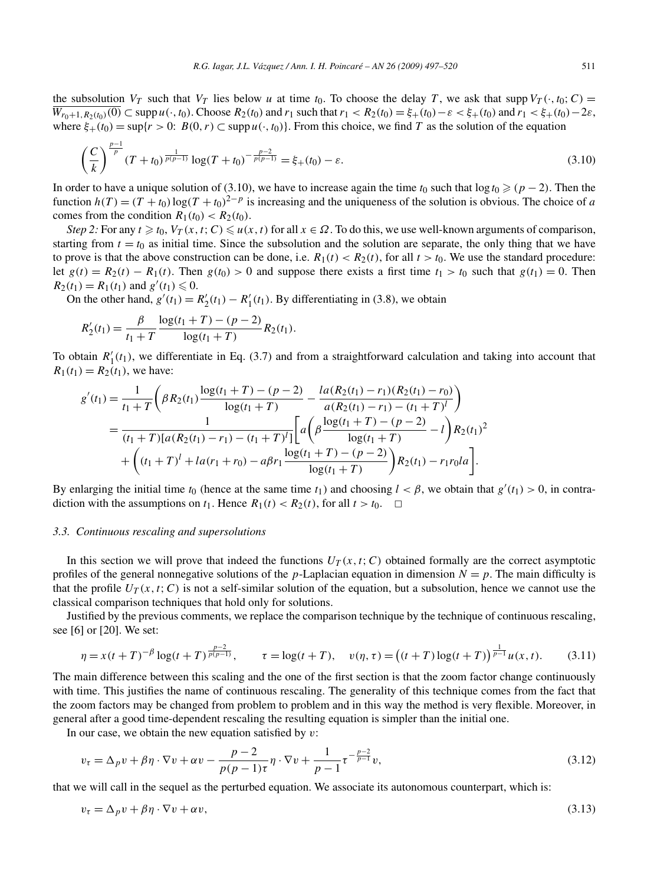the subsolution $V_T$ such that $V_T$ lies below $u$ at time $t_0$. To choose the delay $T$, we ask that $\operatorname{supp} V_T(\cdot, t_0; C) = \overline{W_{r_0+1, R_2(t_0)}(0)} \subset \operatorname{supp} u(\cdot, t_0)$. Choose $R_2(t_0)$ and $r_1$ such that $r_1 < R_2(t_0) = \xi_+(t_0) - \varepsilon < \xi_+(t_0)$ and $r_1 < \xi_+(t_0) - 2\varepsilon$, where $\xi_+(t_0) = \sup\{r > 0\colon B(0, r) \subset \operatorname{supp} u(\cdot, t_0)\}$. From this choice, we find $T$ as the solution of the equation

$$\left(\frac{C}{k}\right)^{\frac{p-1}{p}} (T + t_0)^{\frac{1}{p(p-1)}} \log(T + t_0)^{-\frac{p-2}{p(p-1)}} = \xi_+(t_0) - \varepsilon. \tag{3.10}$$

In order to have a unique solution of (3.10), we have to increase again the time $t_0$ such that $\log t_0 \geqslant (p-2)$. Then the function $h(T) = (T + t_0)\log(T + t_0)^{2-p}$ is increasing and the uniqueness of the solution is obvious. The choice of $a$ comes from the condition $R_1(t_0) < R_2(t_0)$.

*Step 2:* For any $t \geqslant t_0$, $V_T(x, t; C) \leqslant u(x, t)$ for all $x \in \Omega$. To do this, we use well-known arguments of comparison, starting from $t = t_0$ as initial time. Since the subsolution and the solution are separate, the only thing that we have to prove is that the above construction can be done, i.e. $R_1(t) < R_2(t)$, for all $t > t_0$. We use the standard procedure: let $g(t) = R_2(t) - R_1(t)$. Then $g(t_0) > 0$ and suppose there exists a first time $t_1 > t_0$ such that $g(t_1) = 0$. Then $R_2(t_1) = R_1(t_1)$ and $g'(t_1) \leqslant 0$.

On the other hand, $g'(t_1) = R_2'(t_1) - R_1'(t_1)$. By differentiating in (3.8), we obtain

$$R_2'(t_1) = \frac{\beta}{t_1 + T} \frac{\log(t_1 + T) - (p-2)}{\log(t_1 + T)} R_2(t_1).$$

To obtain $R_1'(t_1)$, we differentiate in Eq. (3.7) and from a straightforward calculation and taking into account that $R_1(t_1) = R_2(t_1)$, we have:

$$\begin{aligned}
g'(t_1) &= \frac{1}{t_1 + T}\left(\beta R_2(t_1) \frac{\log(t_1 + T) - (p-2)}{\log(t_1 + T)} - \frac{la(R_2(t_1) - r_1)(R_2(t_1) - r_0)}{a(R_2(t_1) - r_1) - (t_1 + T)^l}\right) \\
&= \frac{1}{(t_1 + T)[a(R_2(t_1) - r_1) - (t_1 + T)^l]}\left[a\left(\beta \frac{\log(t_1 + T) - (p-2)}{\log(t_1 + T)} - l\right) R_2(t_1)^2\right. \\
&\quad \left. + \left((t_1 + T)^l + la(r_1 + r_0) - a\beta r_1 \frac{\log(t_1 + T) - (p-2)}{\log(t_1 + T)}\right) R_2(t_1) - r_1 r_0 la\right].
\end{aligned}$$

By enlarging the initial time $t_0$ (hence at the same time $t_1$) and choosing $l < \beta$, we obtain that $g'(t_1) > 0$, in contradiction with the assumptions on $t_1$. Hence $R_1(t) < R_2(t)$, for all $t > t_0$. $\square$

### 3.3. Continuous rescaling and supersolutions

In this section we will prove that indeed the functions $U_T(x, t; C)$ obtained formally are the correct asymptotic profiles of the general nonnegative solutions of the $p$-Laplacian equation in dimension $N = p$. The main difficulty is that the profile $U_T(x, t; C)$ is not a self-similar solution of the equation, but a subsolution, hence we cannot use the classical comparison techniques that hold only for solutions.

Justified by the previous comments, we replace the comparison technique by the technique of continuous rescaling, see [6] or [20]. We set:

$$\eta = x(t + T)^{-\beta} \log(t + T)^{\frac{p-2}{p(p-1)}}, \qquad \tau = \log(t + T), \quad v(\eta, \tau) = \big((t + T)\log(t + T)\big)^{\frac{1}{p-1}} u(x, t). \tag{3.11}$$

The main difference between this scaling and the one of the first section is that the zoom factor change continuously with time. This justifies the name of continuous rescaling. The generality of this technique comes from the fact that the zoom factors may be changed from problem to problem and in this way the method is very flexible. Moreover, in general after a good time-dependent rescaling the resulting equation is simpler than the initial one.

In our case, we obtain the new equation satisfied by $v$:

$$v_\tau = \Delta_p v + \beta\eta \cdot \nabla v + \alpha v - \frac{p-2}{p(p-1)\tau} \eta \cdot \nabla v + \frac{1}{p-1} \tau^{-\frac{p-2}{p-1}} v, \tag{3.12}$$

that we will call in the sequel as the perturbed equation. We associate its autonomous counterpart, which is:

$$v_\tau = \Delta_p v + \beta\eta \cdot \nabla v + \alpha v, \tag{3.13}$$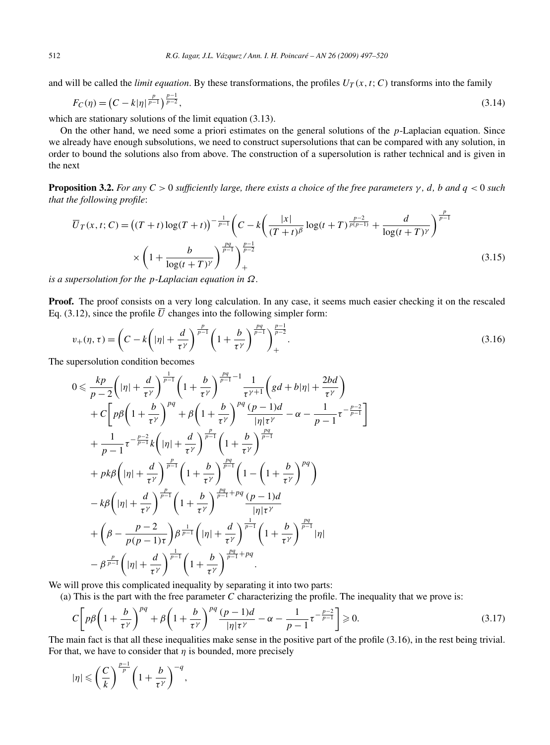and will be called the *limit equation*. By these transformations, the profiles $U_T(x,t;C)$ transforms into the family

$$F_C(\eta) = \left(C - k|\eta|^{\frac{p}{p-1}}\right)^{\frac{p-1}{p-2}}, \tag{3.14}$$

which are stationary solutions of the limit equation (3.13).

On the other hand, we need some a priori estimates on the general solutions of the $p$-Laplacian equation. Since we already have enough subsolutions, we need to construct supersolutions that can be compared with any solution, in order to bound the solutions also from above. The construction of a supersolution is rather technical and is given in the next

**Proposition 3.2.** *For any $C > 0$ sufficiently large, there exists a choice of the free parameters $\gamma$, $d$, $b$ and $q < 0$ such that the following profile*:

$$\overline{U}_T(x,t;C) = \left((T+t)\log(T+t)\right)^{-\frac{1}{p-1}}\left(C - k\left(\frac{|x|}{(T+t)^{\beta}}\log(t+T)^{\frac{p-2}{p(p-1)}} + \frac{d}{\log(t+T)^{\gamma}}\right)^{\frac{p}{p-1}} \times \left(1 + \frac{b}{\log(t+T)^{\gamma}}\right)^{\frac{pq}{p-1}}\right)_+^{\frac{p-1}{p-2}} \tag{3.15}$$

*is a supersolution for the $p$-Laplacian equation in $\Omega$.*

**Proof.** The proof consists on a very long calculation. In any case, it seems much easier checking it on the rescaled Eq. (3.12), since the profile $\overline{U}$ changes into the following simpler form:

$$v_+(\eta,\tau) = \left(C - k\left(|\eta| + \frac{d}{\tau^{\gamma}}\right)^{\frac{p}{p-1}}\left(1 + \frac{b}{\tau^{\gamma}}\right)^{\frac{pq}{p-1}}\right)_+^{\frac{p-1}{p-2}}. \tag{3.16}$$

The supersolution condition becomes

$$\begin{aligned}
0 \leqslant{} & \frac{kp}{p-2}\left(|\eta| + \frac{d}{\tau^{\gamma}}\right)^{\frac{1}{p-1}}\left(1 + \frac{b}{\tau^{\gamma}}\right)^{\frac{pq}{p-1}-1}\frac{1}{\tau^{\gamma+1}}\left(gd + b|\eta| + \frac{2bd}{\tau^{\gamma}}\right) \\
& + C\left[p\beta\left(1 + \frac{b}{\tau^{\gamma}}\right)^{pq} + \beta\left(1 + \frac{b}{\tau^{\gamma}}\right)^{pq}\frac{(p-1)d}{|\eta|\tau^{\gamma}} - \alpha - \frac{1}{p-1}\tau^{-\frac{p-2}{p-1}}\right] \\
& + \frac{1}{p-1}\tau^{-\frac{p-2}{p-1}}k\left(|\eta| + \frac{d}{\tau^{\gamma}}\right)^{\frac{p}{p-1}}\left(1 + \frac{b}{\tau^{\gamma}}\right)^{\frac{pq}{p-1}} \\
& + pk\beta\left(|\eta| + \frac{d}{\tau^{\gamma}}\right)^{\frac{p}{p-1}}\left(1 + \frac{b}{\tau^{\gamma}}\right)^{\frac{pq}{p-1}}\left(1 - \left(1 + \frac{b}{\tau^{\gamma}}\right)^{pq}\right) \\
& - k\beta\left(|\eta| + \frac{d}{\tau^{\gamma}}\right)^{\frac{p}{p-1}}\left(1 + \frac{b}{\tau^{\gamma}}\right)^{\frac{pq}{p-1}+pq}\frac{(p-1)d}{|\eta|\tau^{\gamma}} \\
& + \left(\beta - \frac{p-2}{p(p-1)\tau}\right)\beta^{\frac{1}{p-1}}\left(|\eta| + \frac{d}{\tau^{\gamma}}\right)^{\frac{1}{p-1}}\left(1 + \frac{b}{\tau^{\gamma}}\right)^{\frac{pq}{p-1}}|\eta| \\
& - \beta^{\frac{p}{p-1}}\left(|\eta| + \frac{d}{\tau^{\gamma}}\right)^{\frac{1}{p-1}}\left(1 + \frac{b}{\tau}\right)^{\frac{pq}{p-1}+pq}.
\end{aligned}$$

We will prove this complicated inequality by separating it into two parts:

(a) This is the part with the free parameter $C$ characterizing the profile. The inequality that we prove is:

$$C\left[p\beta\left(1 + \frac{b}{\tau^{\gamma}}\right)^{pq} + \beta\left(1 + \frac{b}{\tau^{\gamma}}\right)^{pq}\frac{(p-1)d}{|\eta|\tau^{\gamma}} - \alpha - \frac{1}{p-1}\tau^{-\frac{p-2}{p-1}}\right] \geqslant 0. \tag{3.17}$$

The main fact is that all these inequalities make sense in the positive part of the profile (3.16), in the rest being trivial. For that, we have to consider that $\eta$ is bounded, more precisely

$$|\eta| \leqslant \left(\frac{C}{k}\right)^{\frac{p-1}{p}}\left(1 + \frac{b}{\tau^{\gamma}}\right)^{-q},$$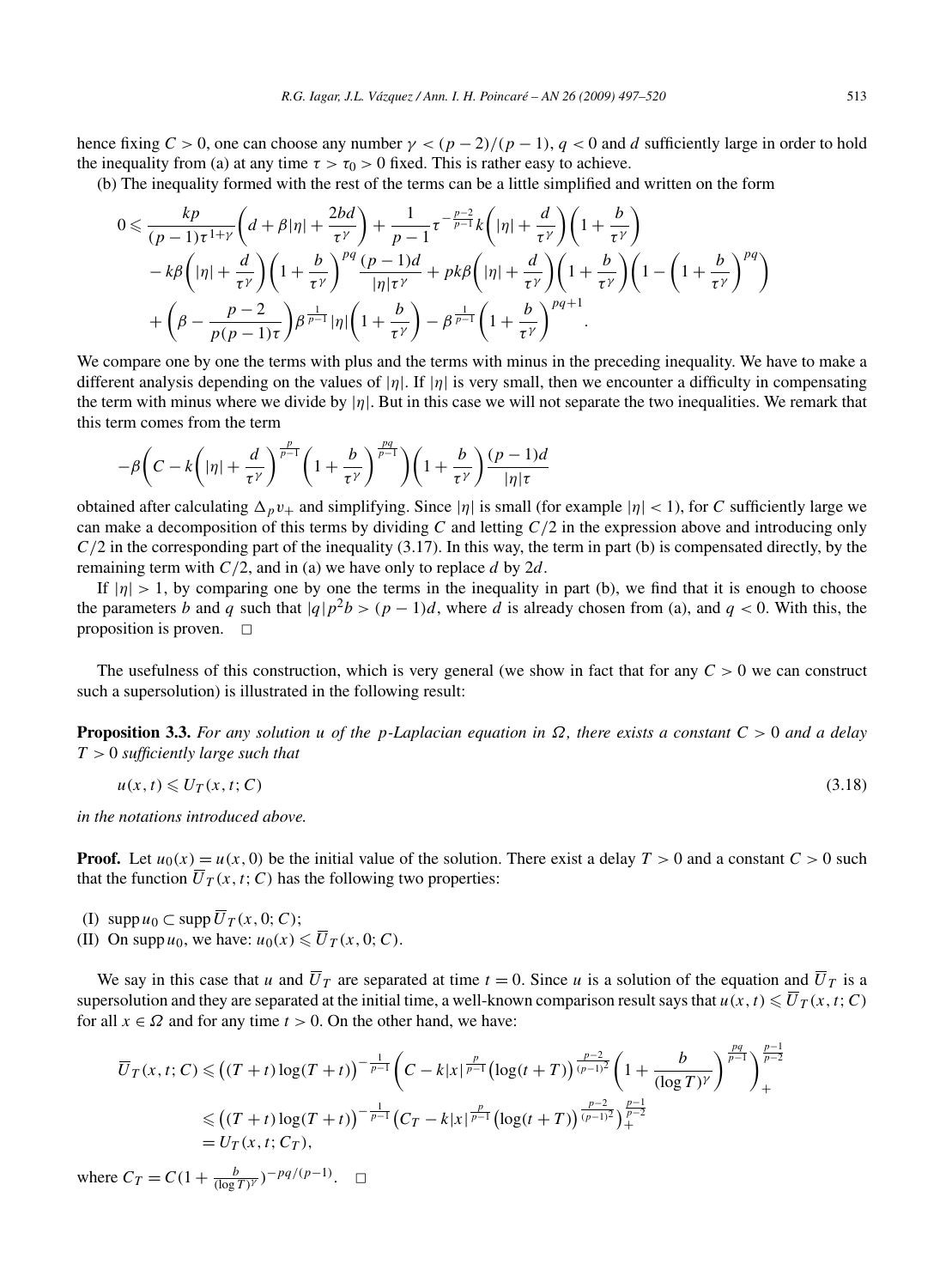hence fixing $C > 0$, one can choose any number $\gamma < (p-2)/(p-1)$, $q < 0$ and $d$ sufficiently large in order to hold the inequality from (a) at any time $\tau > \tau_0 > 0$ fixed. This is rather easy to achieve.

(b) The inequality formed with the rest of the terms can be a little simplified and written on the form

$$
\begin{aligned}
0 \leqslant\ & \frac{kp}{(p-1)\tau^{1+\gamma}}\left(d + \beta|\eta| + \frac{2bd}{\tau^\gamma}\right) + \frac{1}{p-1}\tau^{-\frac{p-2}{p-1}}k\left(|\eta| + \frac{d}{\tau^\gamma}\right)\left(1 + \frac{b}{\tau^\gamma}\right) \\
& - k\beta\left(|\eta| + \frac{d}{\tau^\gamma}\right)\left(1 + \frac{b}{\tau^\gamma}\right)^{pq}\frac{(p-1)d}{|\eta|\tau^\gamma} + pk\beta\left(|\eta| + \frac{d}{\tau^\gamma}\right)\left(1 + \frac{b}{\tau^\gamma}\right)\left(1 - \left(1 + \frac{b}{\tau^\gamma}\right)^{pq}\right) \\
& + \left(\beta - \frac{p-2}{p(p-1)\tau}\right)\beta^{\frac{1}{p-1}}|\eta|\left(1 + \frac{b}{\tau^\gamma}\right) - \beta^{\frac{1}{p-1}}\left(1 + \frac{b}{\tau^\gamma}\right)^{pq+1}.
\end{aligned}
$$

We compare one by one the terms with plus and the terms with minus in the preceding inequality. We have to make a different analysis depending on the values of $|\eta|$. If $|\eta|$ is very small, then we encounter a difficulty in compensating the term with minus where we divide by $|\eta|$. But in this case we will not separate the two inequalities. We remark that this term comes from the term

$$
-\beta\left(C - k\left(|\eta| + \frac{d}{\tau^\gamma}\right)^{\frac{p}{p-1}}\left(1 + \frac{b}{\tau^\gamma}\right)^{\frac{pq}{p-1}}\right)\left(1 + \frac{b}{\tau^\gamma}\right)\frac{(p-1)d}{|\eta|\tau}
$$

obtained after calculating $\Delta_p v_+$ and simplifying. Since $|\eta|$ is small (for example $|\eta| < 1$), for $C$ sufficiently large we can make a decomposition of this terms by dividing $C$ and letting $C/2$ in the expression above and introducing only $C/2$ in the corresponding part of the inequality (3.17). In this way, the term in part (b) is compensated directly, by the remaining term with $C/2$, and in (a) we have only to replace $d$ by $2d$.

If $|\eta| > 1$, by comparing one by one the terms in the inequality in part (b), we find that it is enough to choose the parameters $b$ and $q$ such that $|q|p^2 b > (p-1)d$, where $d$ is already chosen from (a), and $q < 0$. With this, the proposition is proven. $\square$

The usefulness of this construction, which is very general (we show in fact that for any $C > 0$ we can construct such a supersolution) is illustrated in the following result:

**Proposition 3.3.** *For any solution $u$ of the $p$-Laplacian equation in $\Omega$, there exists a constant $C > 0$ and a delay $T > 0$ sufficiently large such that*

$$
u(x,t) \leqslant U_T(x,t;C) \tag{3.18}
$$

*in the notations introduced above.*

**Proof.** Let $u_0(x) = u(x,0)$ be the initial value of the solution. There exist a delay $T > 0$ and a constant $C > 0$ such that the function $\overline{U}_T(x,t;C)$ has the following two properties:

(I) $\operatorname{supp} u_0 \subset \operatorname{supp} \overline{U}_T(x,0;C)$;
(II) On $\operatorname{supp} u_0$, we have: $u_0(x) \leqslant \overline{U}_T(x,0;C)$.

We say in this case that $u$ and $\overline{U}_T$ are separated at time $t = 0$. Since $u$ is a solution of the equation and $\overline{U}_T$ is a supersolution and they are separated at the initial time, a well-known comparison result says that $u(x,t) \leqslant \overline{U}_T(x,t;C)$ for all $x \in \Omega$ and for any time $t > 0$. On the other hand, we have:

$$
\begin{aligned}
\overline{U}_T(x,t;C) &\leqslant \big((T+t)\log(T+t)\big)^{-\frac{1}{p-1}}\left(C - k|x|^{\frac{p}{p-1}}\big(\log(t+T)\big)^{\frac{p-2}{(p-1)^2}}\left(1 + \frac{b}{(\log T)^\gamma}\right)^{\frac{pq}{p-1}}\right)_+^{\frac{p-1}{p-2}} \\
&\leqslant \big((T+t)\log(T+t)\big)^{-\frac{1}{p-1}}\left(C_T - k|x|^{\frac{p}{p-1}}\big(\log(t+T)\big)^{\frac{p-2}{(p-1)^2}}\right)_+^{\frac{p-1}{p-2}} \\
&= U_T(x,t;C_T),
\end{aligned}
$$

where $C_T = C(1 + \frac{b}{(\log T)^\gamma})^{-pq/(p-1)}$. $\square$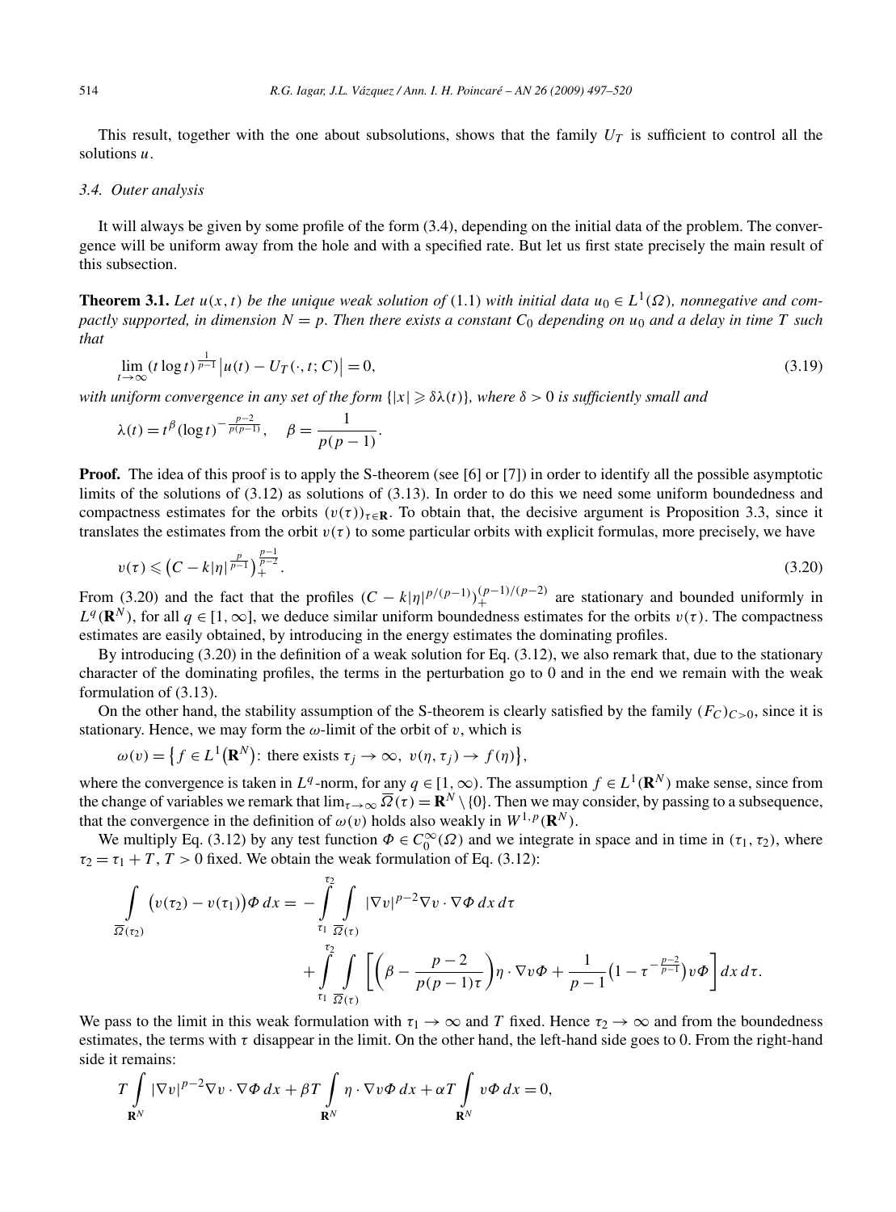This result, together with the one about subsolutions, shows that the family $U_T$ is sufficient to control all the solutions $u$.

### 3.4. Outer analysis

It will always be given by some profile of the form (3.4), depending on the initial data of the problem. The convergence will be uniform away from the hole and with a specified rate. But let us first state precisely the main result of this subsection.

**Theorem 3.1.** *Let $u(x,t)$ be the unique weak solution of* (1.1) *with initial data $u_0 \in L^1(\Omega)$, nonnegative and compactly supported, in dimension $N = p$. Then there exists a constant $C_0$ depending on $u_0$ and a delay in time $T$ such that*

$$\lim_{t\to\infty} (t \log t)^{\frac{1}{p-1}} \left| u(t) - U_T(\cdot, t; C) \right| = 0, \tag{3.19}$$

*with uniform convergence in any set of the form $\{|x| \geqslant \delta\lambda(t)\}$, where $\delta > 0$ is sufficiently small and*

$$\lambda(t) = t^{\beta} (\log t)^{-\frac{p-2}{p(p-1)}}, \quad \beta = \frac{1}{p(p-1)}.$$

**Proof.** The idea of this proof is to apply the S-theorem (see [6] or [7]) in order to identify all the possible asymptotic limits of the solutions of (3.12) as solutions of (3.13). In order to do this we need some uniform boundedness and compactness estimates for the orbits $(v(\tau))_{\tau\in\mathbf{R}}$. To obtain that, the decisive argument is Proposition 3.3, since it translates the estimates from the orbit $v(\tau)$ to some particular orbits with explicit formulas, more precisely, we have

$$v(\tau) \leqslant \left(C - k|\eta|^{\frac{p}{p-1}}\right)_+^{\frac{p-1}{p-2}}. \tag{3.20}$$

From (3.20) and the fact that the profiles $(C - k|\eta|^{p/(p-1)})_+^{(p-1)/(p-2)}$ are stationary and bounded uniformly in $L^q(\mathbf{R}^N)$, for all $q \in [1,\infty]$, we deduce similar uniform boundedness estimates for the orbits $v(\tau)$. The compactness estimates are easily obtained, by introducing in the energy estimates the dominating profiles.

By introducing (3.20) in the definition of a weak solution for Eq. (3.12), we also remark that, due to the stationary character of the dominating profiles, the terms in the perturbation go to 0 and in the end we remain with the weak formulation of (3.13).

On the other hand, the stability assumption of the S-theorem is clearly satisfied by the family $(F_C)_{C>0}$, since it is stationary. Hence, we may form the $\omega$-limit of the orbit of $v$, which is

$$\omega(v) = \left\{ f \in L^1\left(\mathbf{R}^N\right)\colon \text{there exists } \tau_j \to \infty,\ v(\eta, \tau_j) \to f(\eta) \right\},$$

where the convergence is taken in $L^q$-norm, for any $q \in [1,\infty)$. The assumption $f \in L^1(\mathbf{R}^N)$ make sense, since from the change of variables we remark that $\lim_{\tau\to\infty} \overline{\Omega}(\tau) = \mathbf{R}^N \setminus \{0\}$. Then we may consider, by passing to a subsequence, that the convergence in the definition of $\omega(v)$ holds also weakly in $W^{1,p}(\mathbf{R}^N)$.

We multiply Eq. (3.12) by any test function $\Phi \in C_0^\infty(\Omega)$ and we integrate in space and in time in $(\tau_1, \tau_2)$, where $\tau_2 = \tau_1 + T$, $T > 0$ fixed. We obtain the weak formulation of Eq. (3.12):

$$\int_{\overline{\Omega}(\tau_2)} \big(v(\tau_2) - v(\tau_1)\big)\Phi\, dx = -\int_{\tau_1}^{\tau_2} \int_{\overline{\Omega}(\tau)} |\nabla v|^{p-2}\nabla v \cdot \nabla\Phi\, dx\, d\tau + \int_{\tau_1}^{\tau_2} \int_{\overline{\Omega}(\tau)} \left[\left(\beta - \frac{p-2}{p(p-1)\tau}\right)\eta \cdot \nabla v \Phi + \frac{1}{p-1}\left(1 - \tau^{-\frac{p-2}{p-1}}\right) v\Phi\right] dx\, d\tau.$$

We pass to the limit in this weak formulation with $\tau_1 \to \infty$ and $T$ fixed. Hence $\tau_2 \to \infty$ and from the boundedness estimates, the terms with $\tau$ disappear in the limit. On the other hand, the left-hand side goes to 0. From the right-hand side it remains:

$$T\int_{\mathbf{R}^N} |\nabla v|^{p-2}\nabla v \cdot \nabla\Phi\, dx + \beta T \int_{\mathbf{R}^N} \eta \cdot \nabla v \Phi\, dx + \alpha T \int_{\mathbf{R}^N} v\Phi\, dx = 0,$$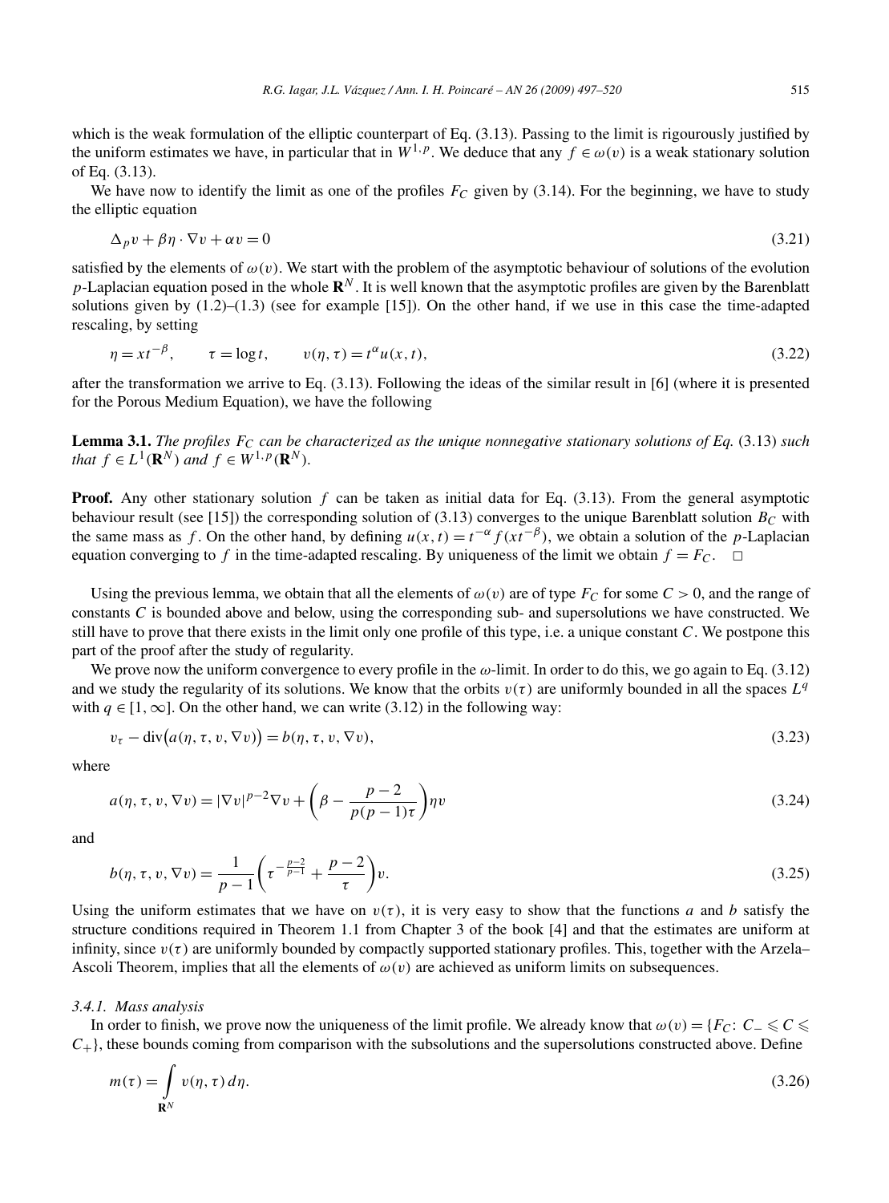which is the weak formulation of the elliptic counterpart of Eq. (3.13). Passing to the limit is rigourously justified by the uniform estimates we have, in particular that in $W^{1,p}$. We deduce that any $f \in \omega(v)$ is a weak stationary solution of Eq. (3.13).

We have now to identify the limit as one of the profiles $F_C$ given by (3.14). For the beginning, we have to study the elliptic equation

$$\Delta_p v + \beta\eta \cdot \nabla v + \alpha v = 0 \tag{3.21}$$

satisfied by the elements of $\omega(v)$. We start with the problem of the asymptotic behaviour of solutions of the evolution $p$-Laplacian equation posed in the whole $\mathbf{R}^N$. It is well known that the asymptotic profiles are given by the Barenblatt solutions given by (1.2)–(1.3) (see for example [15]). On the other hand, if we use in this case the time-adapted rescaling, by setting

$$\eta = xt^{-\beta}, \qquad \tau = \log t, \qquad v(\eta,\tau) = t^{\alpha}u(x,t), \tag{3.22}$$

after the transformation we arrive to Eq. (3.13). Following the ideas of the similar result in [6] (where it is presented for the Porous Medium Equation), we have the following

**Lemma 3.1.** *The profiles $F_C$ can be characterized as the unique nonnegative stationary solutions of Eq.* (3.13) *such that $f \in L^1(\mathbf{R}^N)$ and $f \in W^{1,p}(\mathbf{R}^N)$.*

**Proof.** Any other stationary solution $f$ can be taken as initial data for Eq. (3.13). From the general asymptotic behaviour result (see [15]) the corresponding solution of (3.13) converges to the unique Barenblatt solution $B_C$ with the same mass as $f$. On the other hand, by defining $u(x,t) = t^{-\alpha} f(xt^{-\beta})$, we obtain a solution of the $p$-Laplacian equation converging to $f$ in the time-adapted rescaling. By uniqueness of the limit we obtain $f = F_C$. $\square$

Using the previous lemma, we obtain that all the elements of $\omega(v)$ are of type $F_C$ for some $C > 0$, and the range of constants $C$ is bounded above and below, using the corresponding sub- and supersolutions we have constructed. We still have to prove that there exists in the limit only one profile of this type, i.e. a unique constant $C$. We postpone this part of the proof after the study of regularity.

We prove now the uniform convergence to every profile in the $\omega$-limit. In order to do this, we go again to Eq. (3.12) and we study the regularity of its solutions. We know that the orbits $v(\tau)$ are uniformly bounded in all the spaces $L^q$ with $q \in [1,\infty]$. On the other hand, we can write (3.12) in the following way:

$$v_\tau - \operatorname{div}\big(a(\eta,\tau,v,\nabla v)\big) = b(\eta,\tau,v,\nabla v), \tag{3.23}$$

where

$$a(\eta,\tau,v,\nabla v) = |\nabla v|^{p-2}\nabla v + \left(\beta - \frac{p-2}{p(p-1)\tau}\right)\eta v \tag{3.24}$$

and

$$b(\eta,\tau,v,\nabla v) = \frac{1}{p-1}\left(\tau^{-\frac{p-2}{p-1}} + \frac{p-2}{\tau}\right)v. \tag{3.25}$$

Using the uniform estimates that we have on $v(\tau)$, it is very easy to show that the functions $a$ and $b$ satisfy the structure conditions required in Theorem 1.1 from Chapter 3 of the book [4] and that the estimates are uniform at infinity, since $v(\tau)$ are uniformly bounded by compactly supported stationary profiles. This, together with the Arzela–Ascoli Theorem, implies that all the elements of $\omega(v)$ are achieved as uniform limits on subsequences.

*3.4.1. Mass analysis*

In order to finish, we prove now the uniqueness of the limit profile. We already know that $\omega(v) = \{F_C\colon C_- \leqslant C \leqslant C_+\}$, these bounds coming from comparison with the subsolutions and the supersolutions constructed above. Define

$$m(\tau) = \int_{\mathbf{R}^N} v(\eta,\tau)\, d\eta. \tag{3.26}$$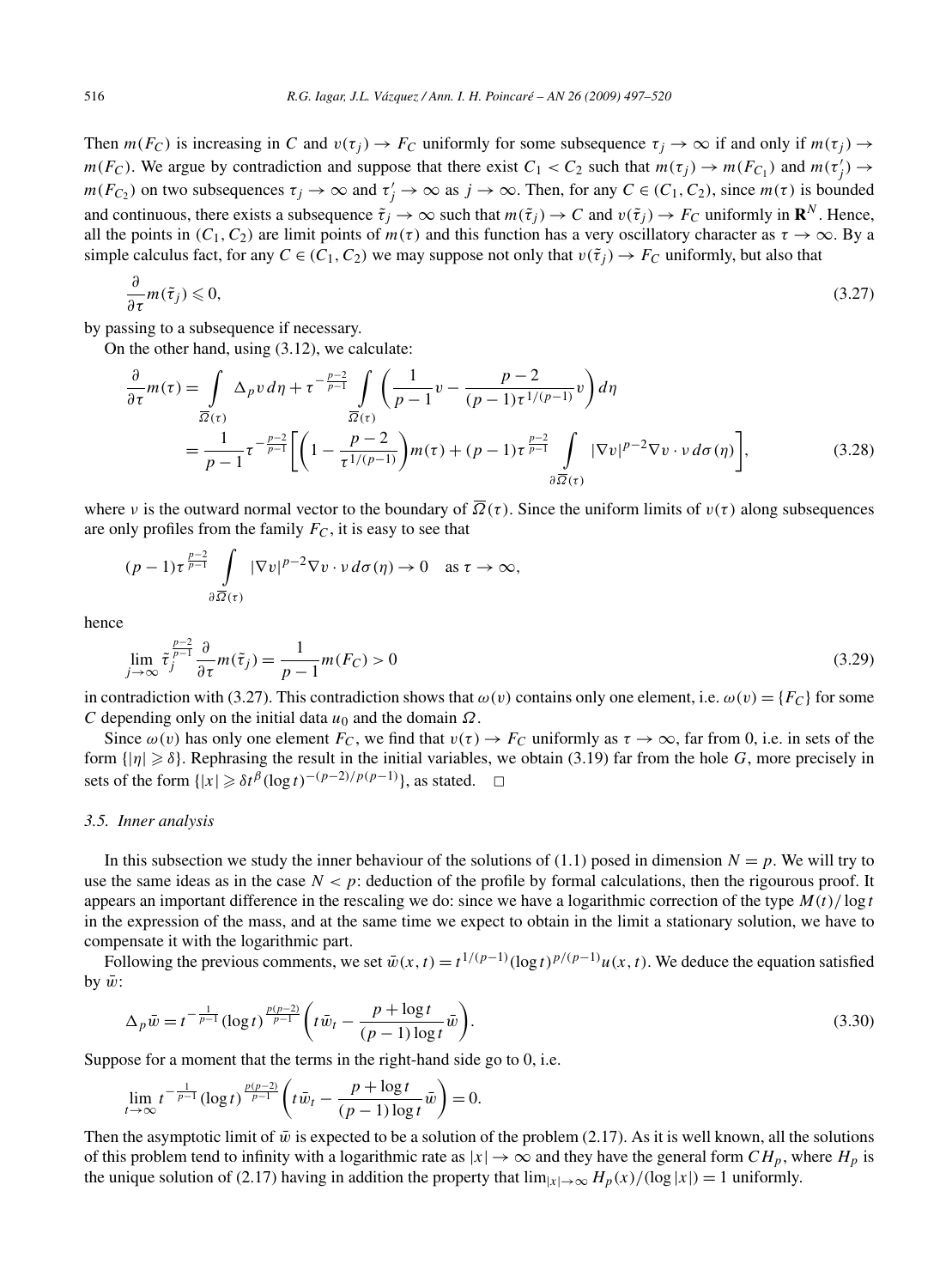Then $m(F_C)$ is increasing in $C$ and $v(\tau_j) \to F_C$ uniformly for some subsequence $\tau_j \to \infty$ if and only if $m(\tau_j) \to m(F_C)$. We argue by contradiction and suppose that there exist $C_1 < C_2$ such that $m(\tau_j) \to m(F_{C_1})$ and $m(\tau_j') \to m(F_{C_2})$ on two subsequences $\tau_j \to \infty$ and $\tau_j' \to \infty$ as $j \to \infty$. Then, for any $C \in (C_1, C_2)$, since $m(\tau)$ is bounded and continuous, there exists a subsequence $\tilde{\tau}_j \to \infty$ such that $m(\tilde{\tau}_j) \to C$ and $v(\tilde{\tau}_j) \to F_C$ uniformly in $\mathbf{R}^N$. Hence, all the points in $(C_1, C_2)$ are limit points of $m(\tau)$ and this function has a very oscillatory character as $\tau \to \infty$. By a simple calculus fact, for any $C \in (C_1, C_2)$ we may suppose not only that $v(\tilde{\tau}_j) \to F_C$ uniformly, but also that

$$\frac{\partial}{\partial \tau} m(\tilde{\tau}_j) \leqslant 0, \tag{3.27}$$

by passing to a subsequence if necessary.

On the other hand, using (3.12), we calculate:

$$\begin{aligned}
\frac{\partial}{\partial \tau} m(\tau) &= \int_{\overline{\Omega}(\tau)} \Delta_p v \, d\eta + \tau^{-\frac{p-2}{p-1}} \int_{\overline{\Omega}(\tau)} \left( \frac{1}{p-1} v - \frac{p-2}{(p-1)\tau^{1/(p-1)}} v \right) d\eta \\
&= \frac{1}{p-1} \tau^{-\frac{p-2}{p-1}} \left[ \left( 1 - \frac{p-2}{\tau^{1/(p-1)}} \right) m(\tau) + (p-1) \tau^{\frac{p-2}{p-1}} \int_{\partial \overline{\Omega}(\tau)} |\nabla v|^{p-2} \nabla v \cdot \nu \, d\sigma(\eta) \right],
\end{aligned} \tag{3.28}$$

where $\nu$ is the outward normal vector to the boundary of $\overline{\Omega}(\tau)$. Since the uniform limits of $v(\tau)$ along subsequences are only profiles from the family $F_C$, it is easy to see that

$$(p-1) \tau^{\frac{p-2}{p-1}} \int_{\partial \overline{\Omega}(\tau)} |\nabla v|^{p-2} \nabla v \cdot \nu \, d\sigma(\eta) \to 0 \quad \text{as } \tau \to \infty,$$

hence

$$\lim_{j \to \infty} \tilde{\tau}_j^{\frac{p-2}{p-1}} \frac{\partial}{\partial \tau} m(\tilde{\tau}_j) = \frac{1}{p-1} m(F_C) > 0 \tag{3.29}$$

in contradiction with (3.27). This contradiction shows that $\omega(v)$ contains only one element, i.e. $\omega(v) = \{F_C\}$ for some $C$ depending only on the initial data $u_0$ and the domain $\Omega$.

Since $\omega(v)$ has only one element $F_C$, we find that $v(\tau) \to F_C$ uniformly as $\tau \to \infty$, far from 0, i.e. in sets of the form $\{|\eta| \geqslant \delta\}$. Rephrasing the result in the initial variables, we obtain (3.19) far from the hole $G$, more precisely in sets of the form $\{|x| \geqslant \delta t^{\beta} (\log t)^{-(p-2)/p(p-1)}\}$, as stated. $\square$

### 3.5. Inner analysis

In this subsection we study the inner behaviour of the solutions of (1.1) posed in dimension $N = p$. We will try to use the same ideas as in the case $N < p$: deduction of the profile by formal calculations, then the rigourous proof. It appears an important difference in the rescaling we do: since we have a logarithmic correction of the type $M(t)/\log t$ in the expression of the mass, and at the same time we expect to obtain in the limit a stationary solution, we have to compensate it with the logarithmic part.

Following the previous comments, we set $\bar{w}(x,t) = t^{1/(p-1)} (\log t)^{p/(p-1)} u(x,t)$. We deduce the equation satisfied by $\bar{w}$:

$$\Delta_p \bar{w} = t^{-\frac{1}{p-1}} (\log t)^{\frac{p(p-2)}{p-1}} \left( t \bar{w}_t - \frac{p + \log t}{(p-1) \log t} \bar{w} \right). \tag{3.30}$$

Suppose for a moment that the terms in the right-hand side go to 0, i.e.

$$\lim_{t \to \infty} t^{-\frac{1}{p-1}} (\log t)^{\frac{p(p-2)}{p-1}} \left( t \bar{w}_t - \frac{p + \log t}{(p-1) \log t} \bar{w} \right) = 0.$$

Then the asymptotic limit of $\bar{w}$ is expected to be a solution of the problem (2.17). As it is well known, all the solutions of this problem tend to infinity with a logarithmic rate as $|x| \to \infty$ and they have the general form $C H_p$, where $H_p$ is the unique solution of (2.17) having in addition the property that $\lim_{|x| \to \infty} H_p(x)/(\log |x|) = 1$ uniformly.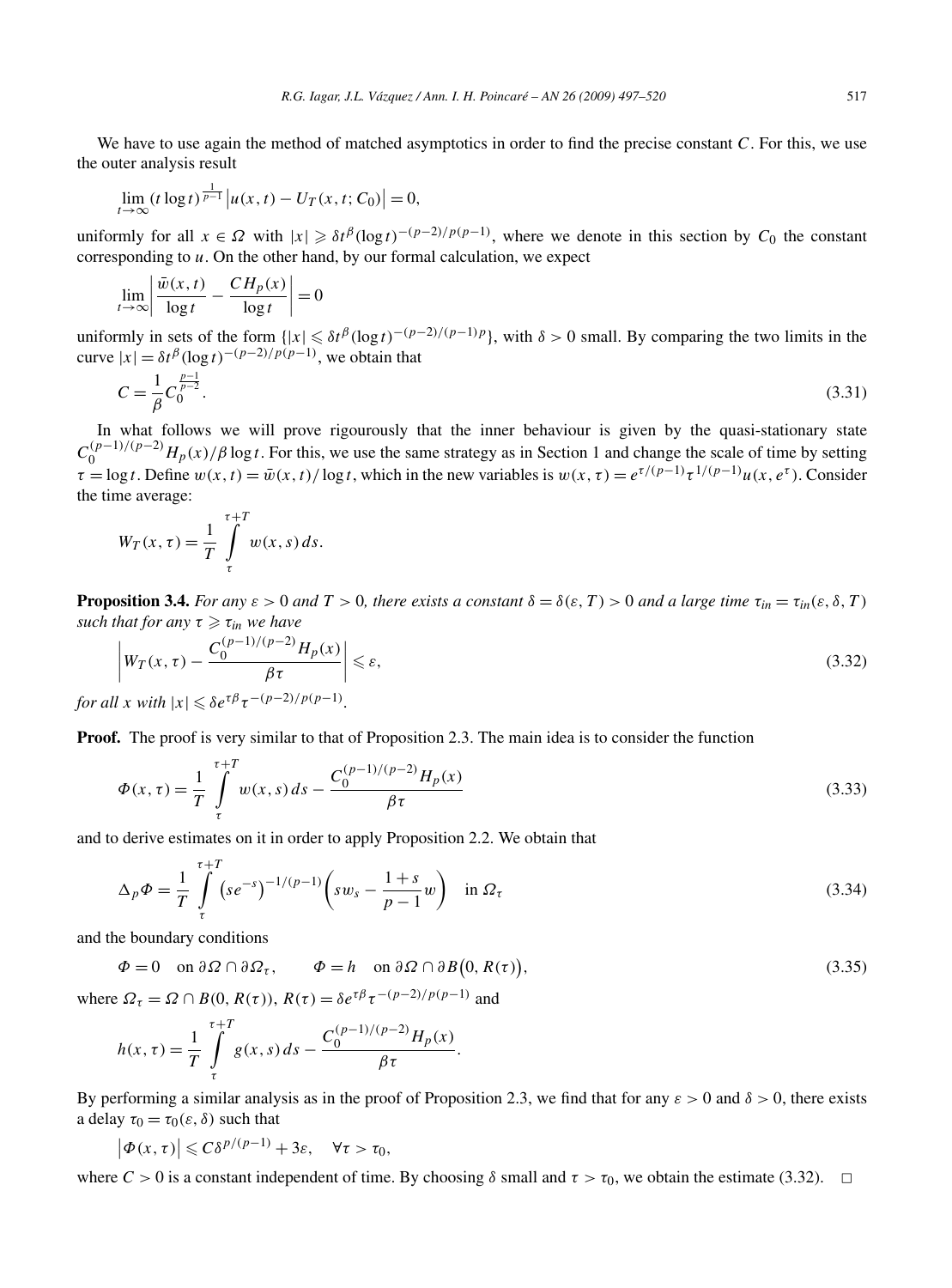We have to use again the method of matched asymptotics in order to find the precise constant $C$. For this, we use the outer analysis result

$$\lim_{t\to\infty}(t\log t)^{\frac{1}{p-1}}\big|u(x,t)-U_T(x,t;C_0)\big|=0,$$

uniformly for all $x\in\Omega$ with $|x|\geqslant \delta t^{\beta}(\log t)^{-(p-2)/p(p-1)}$, where we denote in this section by $C_0$ the constant corresponding to $u$. On the other hand, by our formal calculation, we expect

$$\lim_{t\to\infty}\left|\frac{\bar{w}(x,t)}{\log t}-\frac{CH_p(x)}{\log t}\right|=0$$

uniformly in sets of the form $\{|x|\leqslant \delta t^{\beta}(\log t)^{-(p-2)/(p-1)p}\}$, with $\delta>0$ small. By comparing the two limits in the curve $|x|=\delta t^{\beta}(\log t)^{-(p-2)/p(p-1)}$, we obtain that

$$C=\frac{1}{\beta}C_0^{\frac{p-1}{p-2}}.\tag{3.31}$$

In what follows we will prove rigourously that the inner behaviour is given by the quasi-stationary state $C_0^{(p-1)/(p-2)}H_p(x)/\beta\log t$. For this, we use the same strategy as in Section 1 and change the scale of time by setting $\tau=\log t$. Define $w(x,t)=\bar{w}(x,t)/\log t$, which in the new variables is $w(x,\tau)=e^{\tau/(p-1)}\tau^{1/(p-1)}u(x,e^{\tau})$. Consider the time average:

$$W_T(x,\tau)=\frac{1}{T}\int_{\tau}^{\tau+T}w(x,s)\,ds.$$

**Proposition 3.4.** *For any $\varepsilon>0$ and $T>0$, there exists a constant $\delta=\delta(\varepsilon,T)>0$ and a large time $\tau_{in}=\tau_{in}(\varepsilon,\delta,T)$ such that for any $\tau\geqslant\tau_{in}$ we have*

$$\left|W_T(x,\tau)-\frac{C_0^{(p-1)/(p-2)}H_p(x)}{\beta\tau}\right|\leqslant\varepsilon,\tag{3.32}$$

*for all $x$ with $|x|\leqslant\delta e^{\tau\beta}\tau^{-(p-2)/p(p-1)}$.*

**Proof.** The proof is very similar to that of Proposition 2.3. The main idea is to consider the function

$$\Phi(x,\tau)=\frac{1}{T}\int_{\tau}^{\tau+T}w(x,s)\,ds-\frac{C_0^{(p-1)/(p-2)}H_p(x)}{\beta\tau}\tag{3.33}$$

and to derive estimates on it in order to apply Proposition 2.2. We obtain that

$$\Delta_p\Phi=\frac{1}{T}\int_{\tau}^{\tau+T}\big(se^{-s}\big)^{-1/(p-1)}\left(sw_s-\frac{1+s}{p-1}w\right)\quad\text{in }\Omega_\tau\tag{3.34}$$

and the boundary conditions

$$\Phi=0\quad\text{on }\partial\Omega\cap\partial\Omega_\tau,\qquad \Phi=h\quad\text{on }\partial\Omega\cap\partial B\big(0,R(\tau)\big),\tag{3.35}$$

where $\Omega_\tau=\Omega\cap B(0,R(\tau))$, $R(\tau)=\delta e^{\tau\beta}\tau^{-(p-2)/p(p-1)}$ and

$$h(x,\tau)=\frac{1}{T}\int_{\tau}^{\tau+T}g(x,s)\,ds-\frac{C_0^{(p-1)/(p-2)}H_p(x)}{\beta\tau}.$$

By performing a similar analysis as in the proof of Proposition 2.3, we find that for any $\varepsilon>0$ and $\delta>0$, there exists a delay $\tau_0=\tau_0(\varepsilon,\delta)$ such that

$$\big|\Phi(x,\tau)\big|\leqslant C\delta^{p/(p-1)}+3\varepsilon,\quad\forall\tau>\tau_0,$$

where $C>0$ is a constant independent of time. By choosing $\delta$ small and $\tau>\tau_0$, we obtain the estimate (3.32). $\square$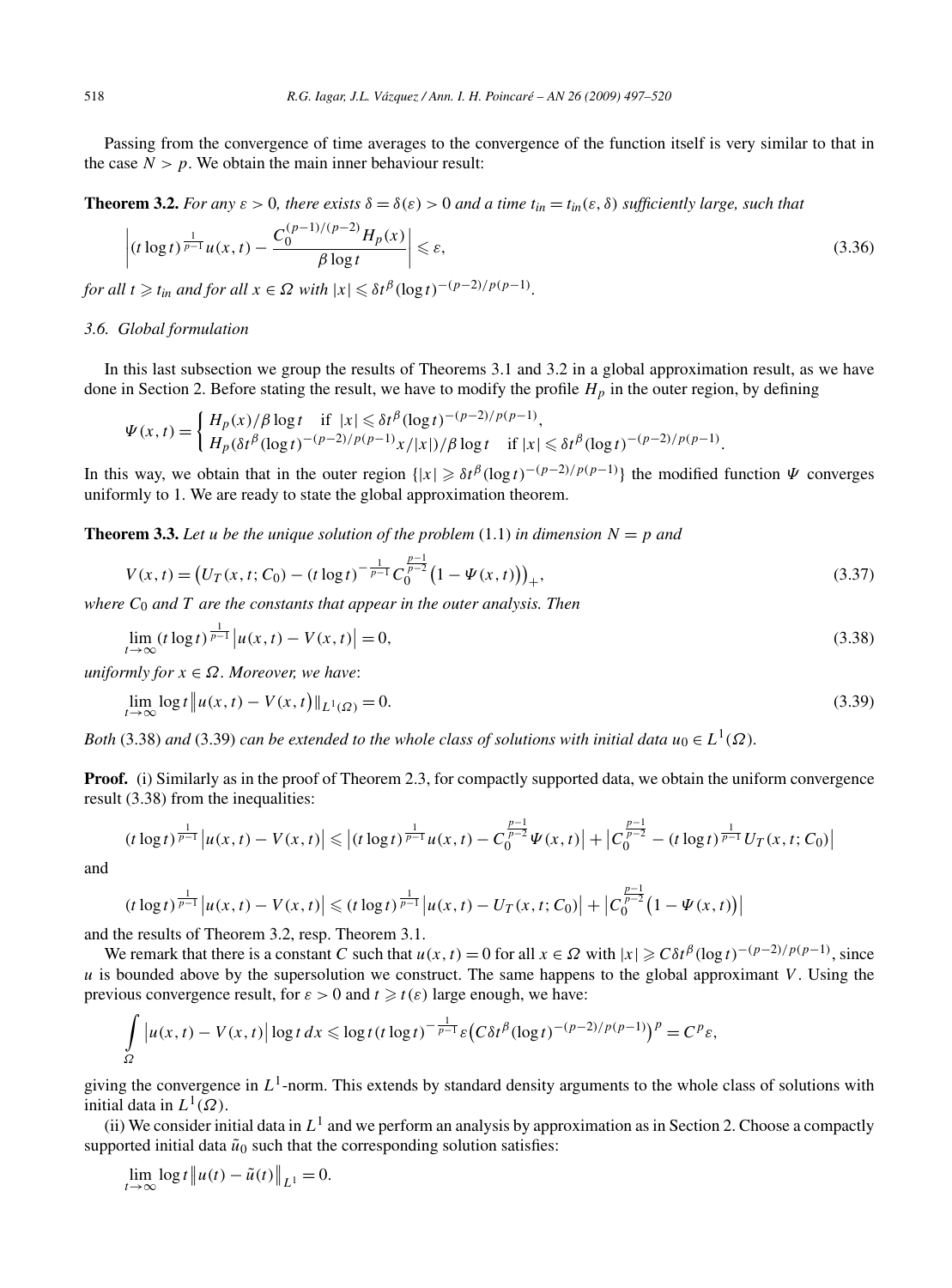Passing from the convergence of time averages to the convergence of the function itself is very similar to that in the case $N > p$. We obtain the main inner behaviour result:

**Theorem 3.2.** *For any $\varepsilon > 0$, there exists $\delta = \delta(\varepsilon) > 0$ and a time $t_{in} = t_{in}(\varepsilon, \delta)$ sufficiently large, such that*

$$\left|(t\log t)^{\frac{1}{p-1}}u(x,t) - \frac{C_0^{(p-1)/(p-2)}H_p(x)}{\beta\log t}\right| \leqslant \varepsilon, \tag{3.36}$$

*for all $t \geqslant t_{in}$ and for all $x \in \Omega$ with $|x| \leqslant \delta t^{\beta}(\log t)^{-(p-2)/p(p-1)}$.*

### 3.6. Global formulation

In this last subsection we group the results of Theorems 3.1 and 3.2 in a global approximation result, as we have done in Section 2. Before stating the result, we have to modify the profile $H_p$ in the outer region, by defining

$$\Psi(x,t) = \begin{cases} H_p(x)/\beta\log t & \text{if } |x| \leqslant \delta t^{\beta}(\log t)^{-(p-2)/p(p-1)}, \\ H_p(\delta t^{\beta}(\log t)^{-(p-2)/p(p-1)}x/|x|)/\beta\log t & \text{if } |x| \leqslant \delta t^{\beta}(\log t)^{-(p-2)/p(p-1)}. \end{cases}$$

In this way, we obtain that in the outer region $\{|x| \geqslant \delta t^{\beta}(\log t)^{-(p-2)/p(p-1)}\}$ the modified function $\Psi$ converges uniformly to 1. We are ready to state the global approximation theorem.

**Theorem 3.3.** *Let $u$ be the unique solution of the problem* (1.1) *in dimension $N = p$ and*

$$V(x,t) = \left(U_T(x,t;C_0) - (t\log t)^{-\frac{1}{p-1}}C_0^{\frac{p-1}{p-2}}\left(1 - \Psi(x,t)\right)\right)_+, \tag{3.37}$$

*where $C_0$ and $T$ are the constants that appear in the outer analysis. Then*

$$\lim_{t\to\infty}(t\log t)^{\frac{1}{p-1}}\left|u(x,t) - V(x,t)\right| = 0, \tag{3.38}$$

*uniformly for $x \in \Omega$. Moreover, we have*:

$$\lim_{t\to\infty}\log t\left\|u(x,t) - V(x,t)\right\|_{L^1(\Omega)} = 0. \tag{3.39}$$

*Both* (3.38) *and* (3.39) *can be extended to the whole class of solutions with initial data $u_0 \in L^1(\Omega)$.*

**Proof.** (i) Similarly as in the proof of Theorem 2.3, for compactly supported data, we obtain the uniform convergence result (3.38) from the inequalities:

$$(t\log t)^{\frac{1}{p-1}}\left|u(x,t) - V(x,t)\right| \leqslant \left|(t\log t)^{\frac{1}{p-1}}u(x,t) - C_0^{\frac{p-1}{p-2}}\Psi(x,t)\right| + \left|C_0^{\frac{p-1}{p-2}} - (t\log t)^{\frac{1}{p-1}}U_T(x,t;C_0)\right|$$

and

$$(t\log t)^{\frac{1}{p-1}}\left|u(x,t) - V(x,t)\right| \leqslant (t\log t)^{\frac{1}{p-1}}\left|u(x,t) - U_T(x,t;C_0)\right| + \left|C_0^{\frac{p-1}{p-2}}\left(1 - \Psi(x,t)\right)\right|$$

and the results of Theorem 3.2, resp. Theorem 3.1.

We remark that there is a constant $C$ such that $u(x,t) = 0$ for all $x \in \Omega$ with $|x| \geqslant C\delta t^{\beta}(\log t)^{-(p-2)/p(p-1)}$, since $u$ is bounded above by the supersolution we construct. The same happens to the global approximant $V$. Using the previous convergence result, for $\varepsilon > 0$ and $t \geqslant t(\varepsilon)$ large enough, we have:

$$\int_{\Omega}\left|u(x,t) - V(x,t)\right|\log t\,dx \leqslant \log t(t\log t)^{-\frac{1}{p-1}}\varepsilon\left(C\delta t^{\beta}(\log t)^{-(p-2)/p(p-1)}\right)^p = C^p\varepsilon,$$

giving the convergence in $L^1$-norm. This extends by standard density arguments to the whole class of solutions with initial data in $L^1(\Omega)$.

(ii) We consider initial data in $L^1$ and we perform an analysis by approximation as in Section 2. Choose a compactly supported initial data $\tilde{u}_0$ such that the corresponding solution satisfies:

$$\lim_{t\to\infty}\log t\left\|u(t) - \tilde{u}(t)\right\|_{L^1} = 0.$$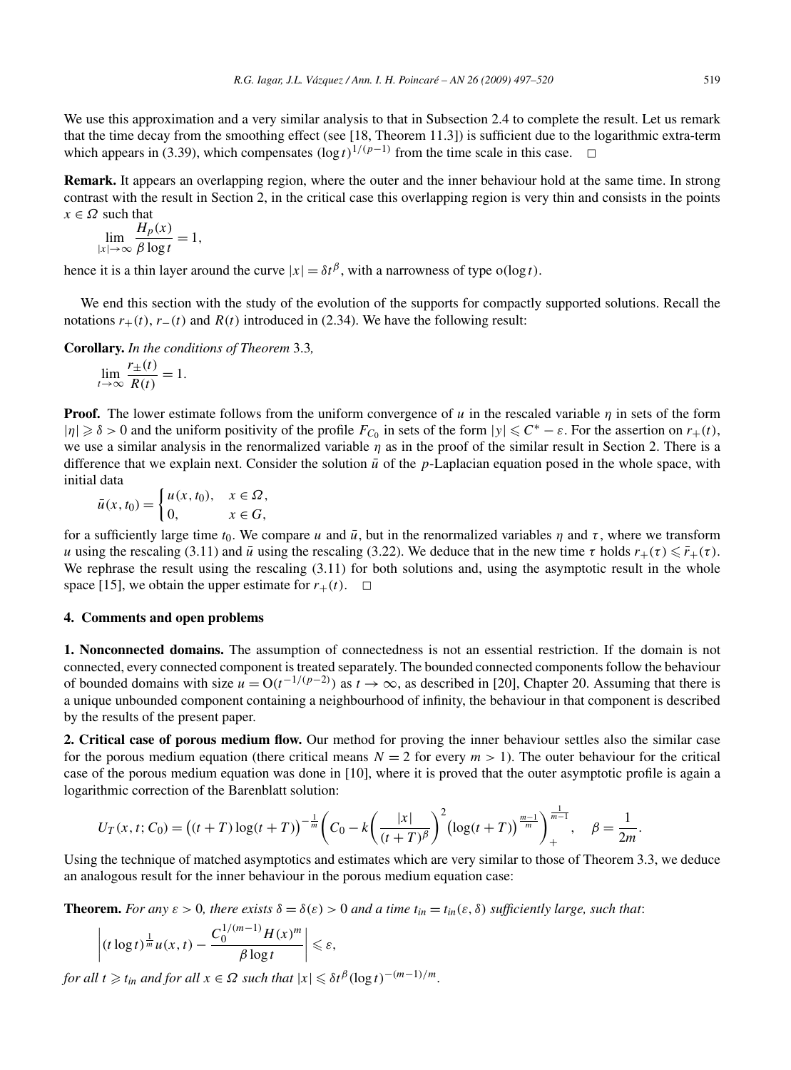We use this approximation and a very similar analysis to that in Subsection 2.4 to complete the result. Let us remark that the time decay from the smoothing effect (see [18, Theorem 11.3]) is sufficient due to the logarithmic extra-term which appears in (3.39), which compensates $(\log t)^{1/(p-1)}$ from the time scale in this case. $\square$

**Remark.** It appears an overlapping region, where the outer and the inner behaviour hold at the same time. In strong contrast with the result in Section 2, in the critical case this overlapping region is very thin and consists in the points $x \in \Omega$ such that

$$\lim_{|x|\to\infty} \frac{H_p(x)}{\beta \log t} = 1,$$

hence it is a thin layer around the curve $|x| = \delta t^{\beta}$, with a narrowness of type $o(\log t)$.

We end this section with the study of the evolution of the supports for compactly supported solutions. Recall the notations $r_+(t)$, $r_-(t)$ and $R(t)$ introduced in (2.34). We have the following result:

**Corollary.** *In the conditions of Theorem* 3.3*,*

$$\lim_{t\to\infty} \frac{r_{\pm}(t)}{R(t)} = 1.$$

**Proof.** The lower estimate follows from the uniform convergence of $u$ in the rescaled variable $\eta$ in sets of the form $|\eta| \geqslant \delta > 0$ and the uniform positivity of the profile $F_{C_0}$ in sets of the form $|y| \leqslant C^* - \varepsilon$. For the assertion on $r_+(t)$, we use a similar analysis in the renormalized variable $\eta$ as in the proof of the similar result in Section 2. There is a difference that we explain next. Consider the solution $\bar{u}$ of the $p$-Laplacian equation posed in the whole space, with initial data

$$\bar{u}(x, t_0) = \begin{cases} u(x, t_0), & x \in \Omega, \\ 0, & x \in G, \end{cases}$$

for a sufficiently large time $t_0$. We compare $u$ and $\bar{u}$, but in the renormalized variables $\eta$ and $\tau$, where we transform $u$ using the rescaling (3.11) and $\bar{u}$ using the rescaling (3.22). We deduce that in the new time $\tau$ holds $r_+(\tau) \leqslant \bar{r}_+(\tau)$. We rephrase the result using the rescaling (3.11) for both solutions and, using the asymptotic result in the whole space [15], we obtain the upper estimate for $r_+(t)$. $\square$

## 4. Comments and open problems

**1. Nonconnected domains.** The assumption of connectedness is not an essential restriction. If the domain is not connected, every connected component is treated separately. The bounded connected components follow the behaviour of bounded domains with size $u = O(t^{-1/(p-2)})$ as $t \to \infty$, as described in [20], Chapter 20. Assuming that there is a unique unbounded component containing a neighbourhood of infinity, the behaviour in that component is described by the results of the present paper.

**2. Critical case of porous medium flow.** Our method for proving the inner behaviour settles also the similar case for the porous medium equation (there critical means $N = 2$ for every $m > 1$). The outer behaviour for the critical case of the porous medium equation was done in [10], where it is proved that the outer asymptotic profile is again a logarithmic correction of the Barenblatt solution:

$$U_T(x, t; C_0) = \big((t+T)\log(t+T)\big)^{-\frac{1}{m}} \left( C_0 - k\left(\frac{|x|}{(t+T)^{\beta}}\right)^2 \big(\log(t+T)\big)^{\frac{m-1}{m}} \right)_+^{\frac{1}{m-1}}, \quad \beta = \frac{1}{2m}.$$

Using the technique of matched asymptotics and estimates which are very similar to those of Theorem 3.3, we deduce an analogous result for the inner behaviour in the porous medium equation case:

**Theorem.** *For any $\varepsilon > 0$, there exists $\delta = \delta(\varepsilon) > 0$ and a time $t_{in} = t_{in}(\varepsilon, \delta)$ sufficiently large, such that*:

$$\left| (t \log t)^{\frac{1}{m}} u(x, t) - \frac{C_0^{1/(m-1)} H(x)^m}{\beta \log t} \right| \leqslant \varepsilon,$$

*for all $t \geqslant t_{in}$ and for all $x \in \Omega$ such that $|x| \leqslant \delta t^{\beta} (\log t)^{-(m-1)/m}$.*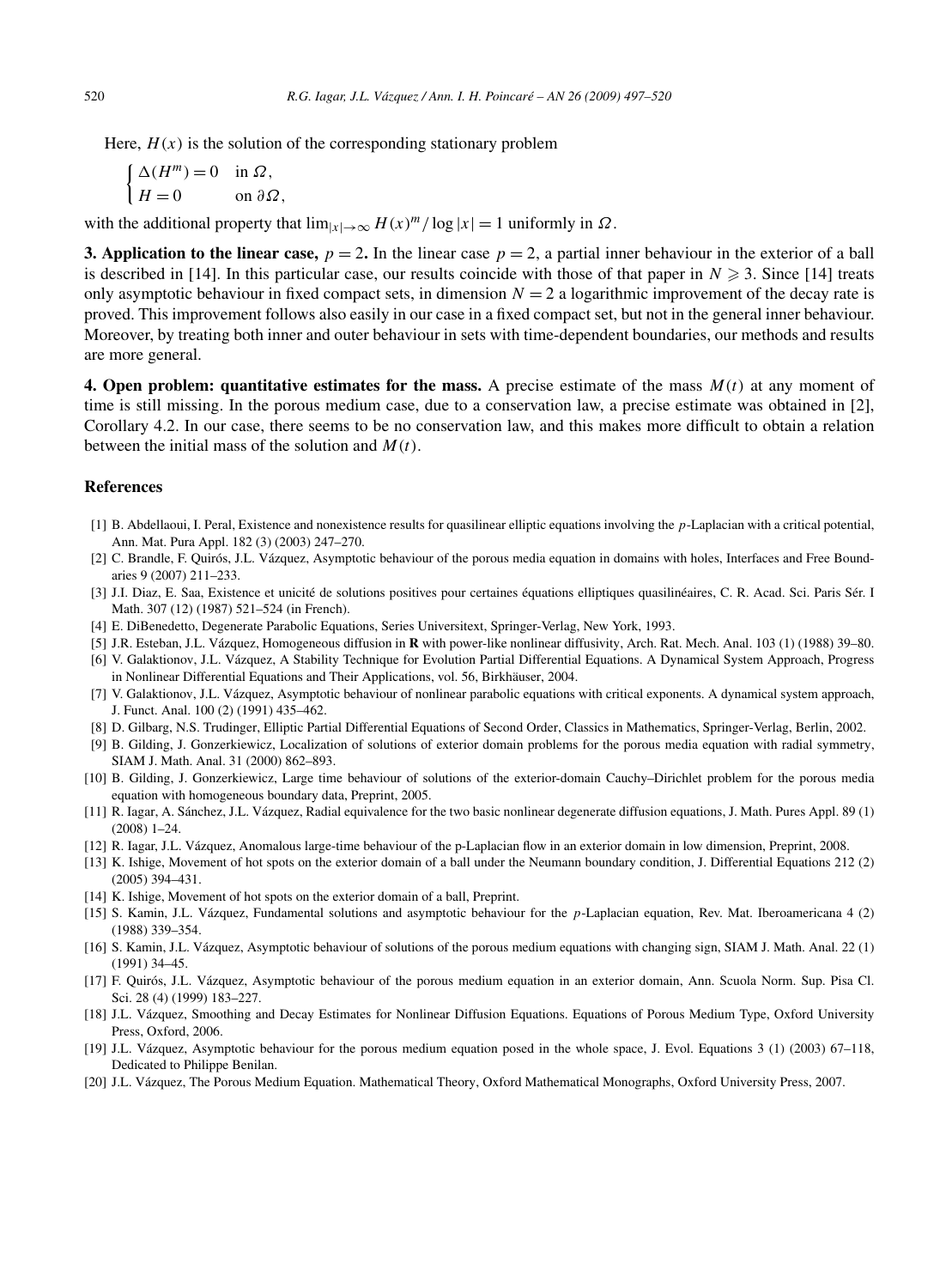Here, $H(x)$ is the solution of the corresponding stationary problem

$$
\begin{cases} \Delta(H^m) = 0 & \text{in } \Omega, \\ H = 0 & \text{on } \partial\Omega, \end{cases}
$$

with the additional property that $\lim_{|x|\to\infty} H(x)^m / \log|x| = 1$ uniformly in $\Omega$.

**3. Application to the linear case, $p = 2$.** In the linear case $p = 2$, a partial inner behaviour in the exterior of a ball is described in [14]. In this particular case, our results coincide with those of that paper in $N \geqslant 3$. Since [14] treats only asymptotic behaviour in fixed compact sets, in dimension $N = 2$ a logarithmic improvement of the decay rate is proved. This improvement follows also easily in our case in a fixed compact set, but not in the general inner behaviour. Moreover, by treating both inner and outer behaviour in sets with time-dependent boundaries, our methods and results are more general.

**4. Open problem: quantitative estimates for the mass.** A precise estimate of the mass $M(t)$ at any moment of time is still missing. In the porous medium case, due to a conservation law, a precise estimate was obtained in [2], Corollary 4.2. In our case, there seems to be no conservation law, and this makes more difficult to obtain a relation between the initial mass of the solution and $M(t)$.

## References

[1] B. Abdellaoui, I. Peral, Existence and nonexistence results for quasilinear elliptic equations involving the $p$-Laplacian with a critical potential, Ann. Mat. Pura Appl. 182 (3) (2003) 247–270.

[2] C. Brandle, F. Quirós, J.L. Vázquez, Asymptotic behaviour of the porous media equation in domains with holes, Interfaces and Free Boundaries 9 (2007) 211–233.

[3] J.I. Diaz, E. Saa, Existence et unicité de solutions positives pour certaines équations elliptiques quasilinéaires, C. R. Acad. Sci. Paris Sér. I Math. 307 (12) (1987) 521–524 (in French).

[4] E. DiBenedetto, Degenerate Parabolic Equations, Series Universitext, Springer-Verlag, New York, 1993.

[5] J.R. Esteban, J.L. Vázquez, Homogeneous diffusion in **R** with power-like nonlinear diffusivity, Arch. Rat. Mech. Anal. 103 (1) (1988) 39–80.

[6] V. Galaktionov, J.L. Vázquez, A Stability Technique for Evolution Partial Differential Equations. A Dynamical System Approach, Progress in Nonlinear Differential Equations and Their Applications, vol. 56, Birkhäuser, 2004.

[7] V. Galaktionov, J.L. Vázquez, Asymptotic behaviour of nonlinear parabolic equations with critical exponents. A dynamical system approach, J. Funct. Anal. 100 (2) (1991) 435–462.

[8] D. Gilbarg, N.S. Trudinger, Elliptic Partial Differential Equations of Second Order, Classics in Mathematics, Springer-Verlag, Berlin, 2002.

[9] B. Gilding, J. Gonzerkiewicz, Localization of solutions of exterior domain problems for the porous media equation with radial symmetry, SIAM J. Math. Anal. 31 (2000) 862–893.

[10] B. Gilding, J. Gonzerkiewicz, Large time behaviour of solutions of the exterior-domain Cauchy–Dirichlet problem for the porous media equation with homogeneous boundary data, Preprint, 2005.

[11] R. Iagar, A. Sánchez, J.L. Vázquez, Radial equivalence for the two basic nonlinear degenerate diffusion equations, J. Math. Pures Appl. 89 (1) (2008) 1–24.

[12] R. Iagar, J.L. Vázquez, Anomalous large-time behaviour of the p-Laplacian flow in an exterior domain in low dimension, Preprint, 2008.

[13] K. Ishige, Movement of hot spots on the exterior domain of a ball under the Neumann boundary condition, J. Differential Equations 212 (2) (2005) 394–431.

[14] K. Ishige, Movement of hot spots on the exterior domain of a ball, Preprint.

[15] S. Kamin, J.L. Vázquez, Fundamental solutions and asymptotic behaviour for the $p$-Laplacian equation, Rev. Mat. Iberoamericana 4 (2) (1988) 339–354.

[16] S. Kamin, J.L. Vázquez, Asymptotic behaviour of solutions of the porous medium equations with changing sign, SIAM J. Math. Anal. 22 (1) (1991) 34–45.

[17] F. Quirós, J.L. Vázquez, Asymptotic behaviour of the porous medium equation in an exterior domain, Ann. Scuola Norm. Sup. Pisa Cl. Sci. 28 (4) (1999) 183–227.

[18] J.L. Vázquez, Smoothing and Decay Estimates for Nonlinear Diffusion Equations. Equations of Porous Medium Type, Oxford University Press, Oxford, 2006.

[19] J.L. Vázquez, Asymptotic behaviour for the porous medium equation posed in the whole space, J. Evol. Equations 3 (1) (2003) 67–118, Dedicated to Philippe Benilan.

[20] J.L. Vázquez, The Porous Medium Equation. Mathematical Theory, Oxford Mathematical Monographs, Oxford University Press, 2007.